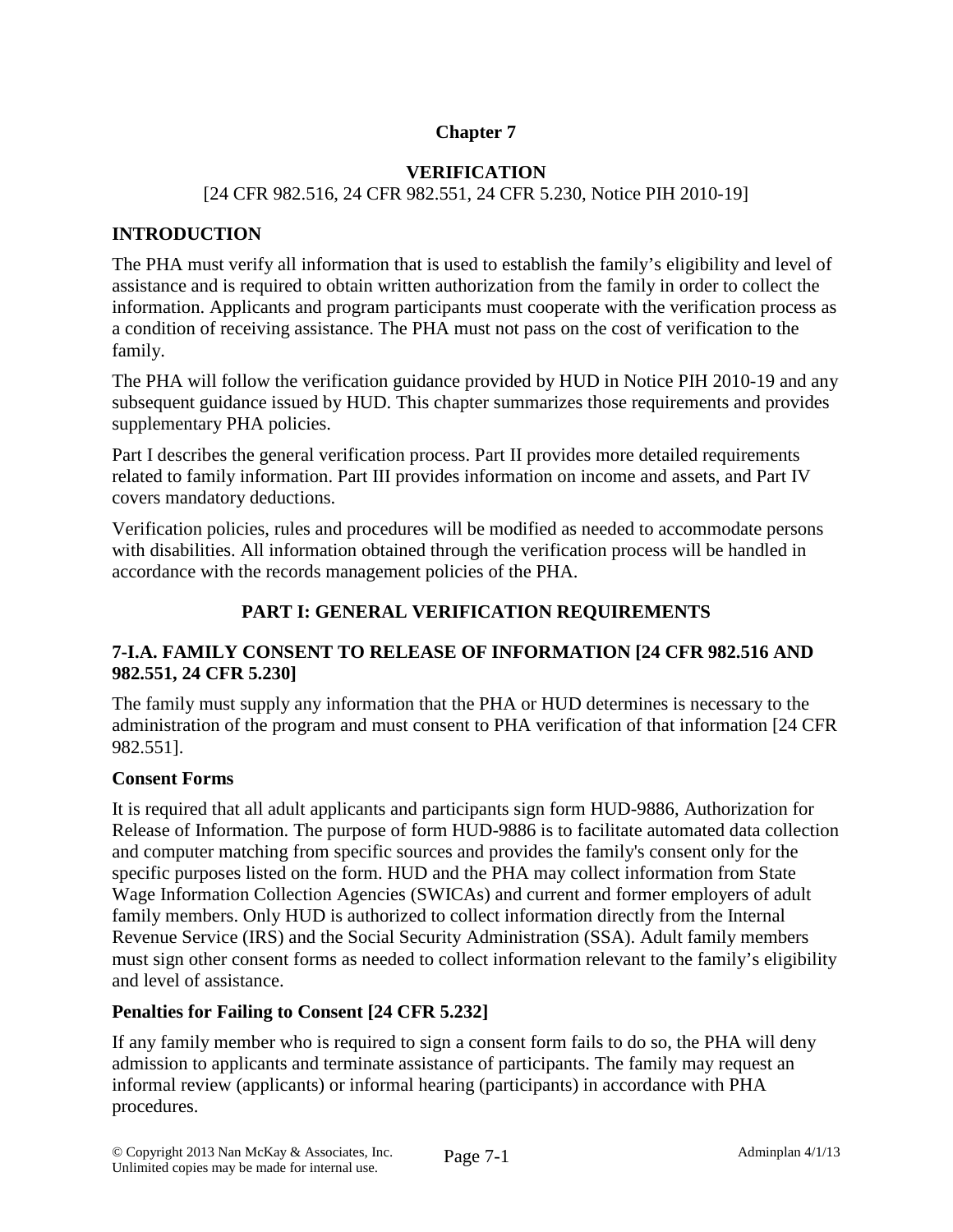# Chapter 7

## VERIFICATION

[24 CFR 982.516, 24 CFR 982.551, 24 CFR 5.230, Notice PIH 2010-19]

## INTRODUCTION

The PHA must verify all information that is used to establish the family's eligibility and level of assistance and is required to obtain written authorization from the family in order to collect the information. Applicants and program participants must cooperate with the verification process as a condition of receiving assistance. The PHA must not pass on the cost of verification to the family.

The PHA will follow the verification guidance provided by HUD in Notice PIH 2010-19 and any subsequent guidance issued by HUD. This chapter summarizes those requirements and provides supplementary PHA policies.

Part I describes the general verification process. Part II provides more detailed requirements related to family information. Part III provides information on income and assets, and Part IV covers mandatory deductions.

Verification policies, rules and procedures will be modified as needed to accommodate persons with disabilities. All information obtained through the verification process will be handled in accordance with the records management policies of the PHA.

## PART I: GENERAL VERIFICATION REQUIREMENTS

### 7-I.A. FAMILY CONSENT TO RELEASE OF INFORMATION [24 CFR 982.516 AND 982.551, 24 CFR 5.230]

The family must supply any information that the PHA or HUD determines is necessary to the administration of the program and must consent to PHA verification of that information [24 CFR 982.551].

#### Consent Forms

It is required that all adult applicants and participants sign form HUD-9886, Authorization for Release of Information. The purpose of form HUD-9886 is to facilitate automated data collection and computer matching from specific sources and provides the family's consent only for the specific purposes listed on the form. HUD and the PHA may collect information from State Wage Information Collection Agencies (SWICAs) and current and former employers of adult family members. Only HUD is authorized to collect information directly from the Internal Revenue Service (IRS) and the Social Security Administration (SSA). Adult family members must sign other consent forms as needed to collect information relevant to the family's eligibility and level of assistance.

#### Penalties for Failing to Consent [24 CFR 5.232]

If any family member who is required to sign a consent form fails to do so, the PHA will deny admission to applicants and terminate assistance of participants. The family may request an informal review (applicants) or informal hearing (participants) in accordance with PHA procedures.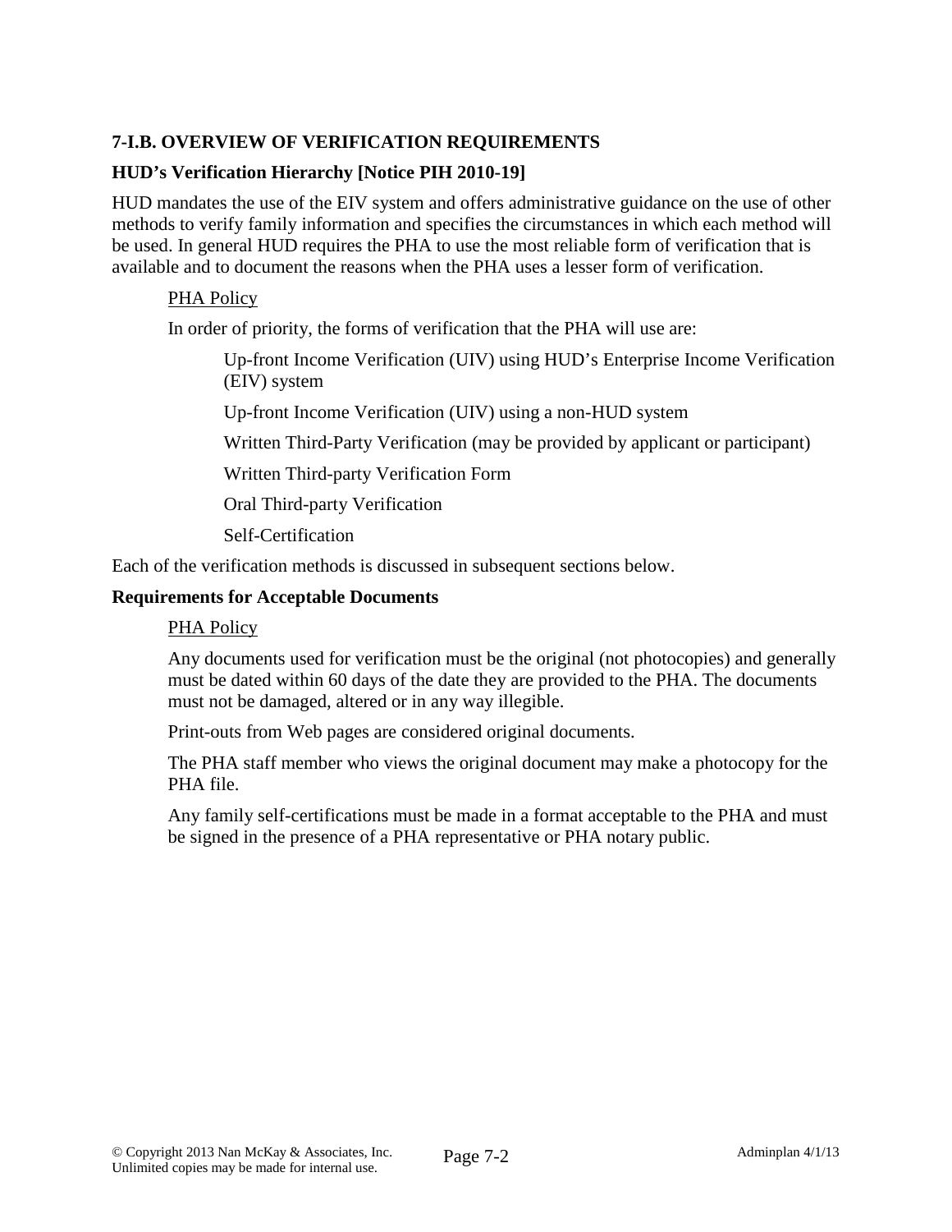## 7-I.B. OVERVIEW OF VERIFICATION REQUIREMENTS

### HUD's Verification Hierarchy [Notice PIH 2010-19]

HUD mandates the use of the EIV system and offers administrative guidance on the use of other methods to verify family information and specifies the circumstances in which each method will be used. In general HUD requires the PHA to use the most reliable form of verification that is available and to document the reasons when the PHA uses a lesser form of verification.

PHA Policy

In order of priority, the forms of verification that the PHA will use are:

Up-front Income Verification (UIV) using HUD's Enterprise Income Verification (EIV) system

Up-front Income Verification (UIV) using a non-HUD system

Written Third-Party Verification (may be provided by applicant or participant)

Written Third-party Verification Form

Oral Third-party Verification

Self-Certification

Each of the verification methods is discussed in subsequent sections below.

### Requirements for Acceptable Documents

PHA Policy

Any documents used for verification must be the original (not photocopies) and generally must be dated within 60 days of the date they are provided to the PHA. The documents must not be damaged, altered or in any way illegible.

Print-outs from Web pages are considered original documents.

The PHA staff member who views the original document may make a photocopy for the PHA file.

Any family self-certifications must be made in a format acceptable to the PHA and must be signed in the presence of a PHA representative or PHA notary public.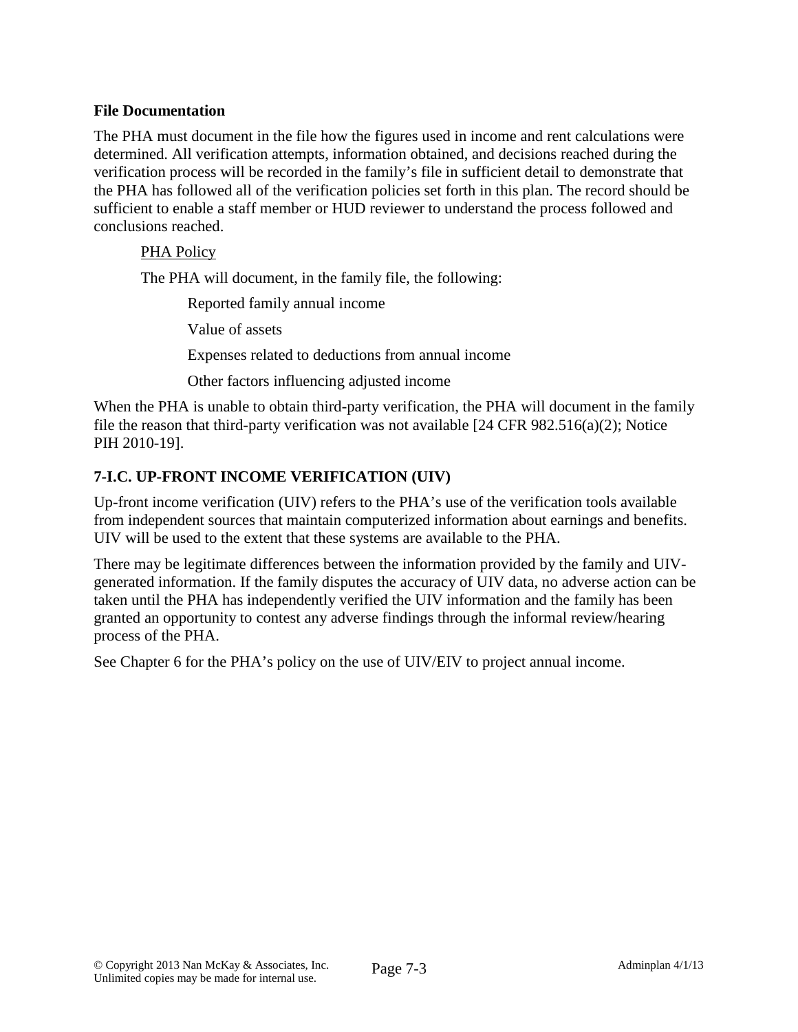**File Documentation**

The PHA must document in the file how the figures used in income and rent calculations were determined. All verification attempts, information obtained, and decisions reached during the verification process will be recorded in the family's file in sufficient detail to demonstrate that the PHA has followed all of the verification policies set forth in this plan. The record should be sufficient to enable a staff member or HUD reviewer to understand the process followed and conclusions reached.

<u>PHA Policy</u>

The PHA will document, in the family file, the following:

Reported family annual income

Value of assets

Expenses related to deductions from annual income

Other factors influencing adjusted income

When the PHA is unable to obtain third-party verification, the PHA will document in the family file the reason that third-party verification was not available [24 CFR 982.516(a)(2); Notice PIH 2010-19].

## 7-I.C. UP-FRONT INCOME VERIFICATION (UIV)

Up-front income verification (UIV) refers to the PHA's use of the verification tools available from independent sources that maintain computerized information about earnings and benefits. UIV will be used to the extent that these systems are available to the PHA.

There may be legitimate differences between the information provided by the family and UIV-generated information. If the family disputes the accuracy of UIV data, no adverse action can be taken until the PHA has independently verified the UIV information and the family has been granted an opportunity to contest any adverse findings through the informal review/hearing process of the PHA.

See Chapter 6 for the PHA's policy on the use of UIV/EIV to project annual income.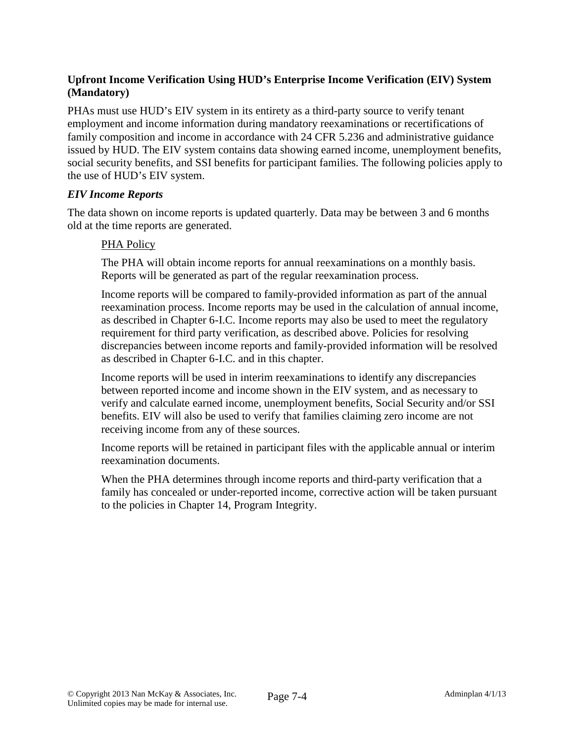### Upfront Income Verification Using HUD's Enterprise Income Verification (EIV) System (Mandatory)

PHAs must use HUD's EIV system in its entirety as a third-party source to verify tenant employment and income information during mandatory reexaminations or recertifications of family composition and income in accordance with 24 CFR 5.236 and administrative guidance issued by HUD. The EIV system contains data showing earned income, unemployment benefits, social security benefits, and SSI benefits for participant families. The following policies apply to the use of HUD's EIV system.

#### *EIV Income Reports*

The data shown on income reports is updated quarterly. Data may be between 3 and 6 months old at the time reports are generated.

> PHA Policy
>
> The PHA will obtain income reports for annual reexaminations on a monthly basis. Reports will be generated as part of the regular reexamination process.
>
> Income reports will be compared to family-provided information as part of the annual reexamination process. Income reports may be used in the calculation of annual income, as described in Chapter 6-I.C. Income reports may also be used to meet the regulatory requirement for third party verification, as described above. Policies for resolving discrepancies between income reports and family-provided information will be resolved as described in Chapter 6-I.C. and in this chapter.
>
> Income reports will be used in interim reexaminations to identify any discrepancies between reported income and income shown in the EIV system, and as necessary to verify and calculate earned income, unemployment benefits, Social Security and/or SSI benefits. EIV will also be used to verify that families claiming zero income are not receiving income from any of these sources.
>
> Income reports will be retained in participant files with the applicable annual or interim reexamination documents.
>
> When the PHA determines through income reports and third-party verification that a family has concealed or under-reported income, corrective action will be taken pursuant to the policies in Chapter 14, Program Integrity.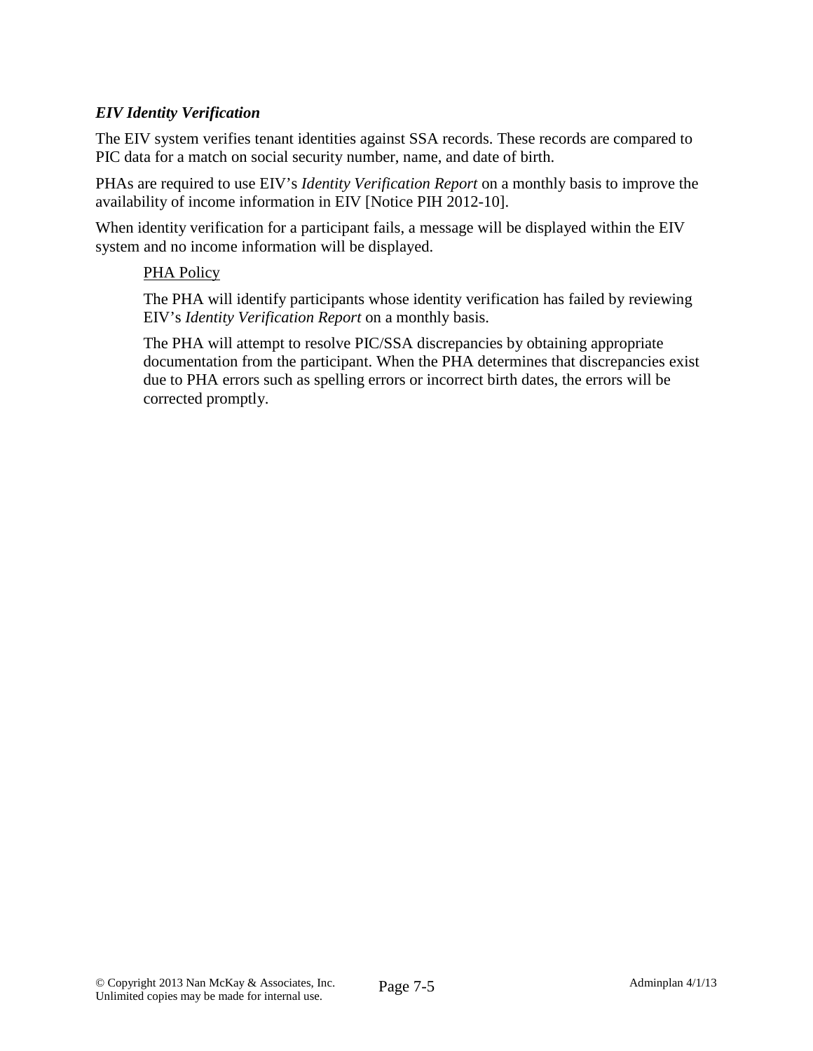### *EIV Identity Verification*

The EIV system verifies tenant identities against SSA records. These records are compared to PIC data for a match on social security number, name, and date of birth.

PHAs are required to use EIV's *Identity Verification Report* on a monthly basis to improve the availability of income information in EIV [Notice PIH 2012-10].

When identity verification for a participant fails, a message will be displayed within the EIV system and no income information will be displayed.

> PHA Policy
>
> The PHA will identify participants whose identity verification has failed by reviewing EIV's *Identity Verification Report* on a monthly basis.
>
> The PHA will attempt to resolve PIC/SSA discrepancies by obtaining appropriate documentation from the participant. When the PHA determines that discrepancies exist due to PHA errors such as spelling errors or incorrect birth dates, the errors will be corrected promptly.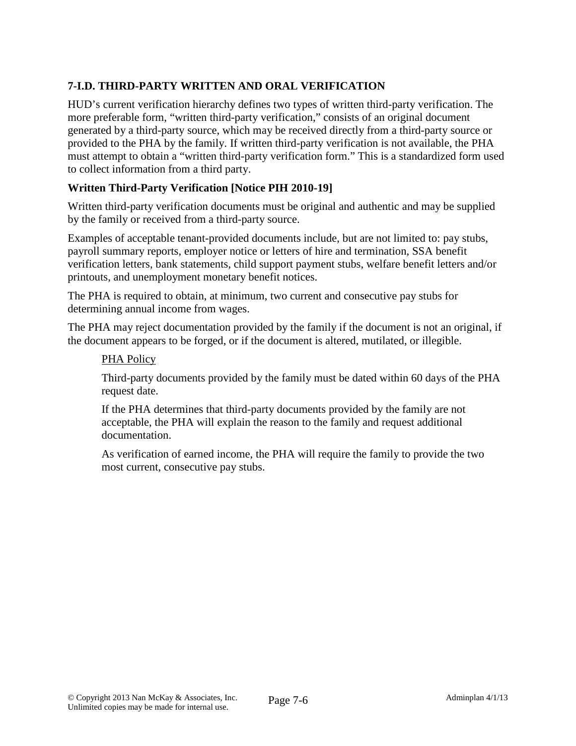### 7-I.D. THIRD-PARTY WRITTEN AND ORAL VERIFICATION

HUD's current verification hierarchy defines two types of written third-party verification. The more preferable form, "written third-party verification," consists of an original document generated by a third-party source, which may be received directly from a third-party source or provided to the PHA by the family. If written third-party verification is not available, the PHA must attempt to obtain a "written third-party verification form." This is a standardized form used to collect information from a third party.

#### Written Third-Party Verification [Notice PIH 2010-19]

Written third-party verification documents must be original and authentic and may be supplied by the family or received from a third-party source.

Examples of acceptable tenant-provided documents include, but are not limited to: pay stubs, payroll summary reports, employer notice or letters of hire and termination, SSA benefit verification letters, bank statements, child support payment stubs, welfare benefit letters and/or printouts, and unemployment monetary benefit notices.

The PHA is required to obtain, at minimum, two current and consecutive pay stubs for determining annual income from wages.

The PHA may reject documentation provided by the family if the document is not an original, if the document appears to be forged, or if the document is altered, mutilated, or illegible.

> PHA Policy
>
> Third-party documents provided by the family must be dated within 60 days of the PHA request date.
>
> If the PHA determines that third-party documents provided by the family are not acceptable, the PHA will explain the reason to the family and request additional documentation.
>
> As verification of earned income, the PHA will require the family to provide the two most current, consecutive pay stubs.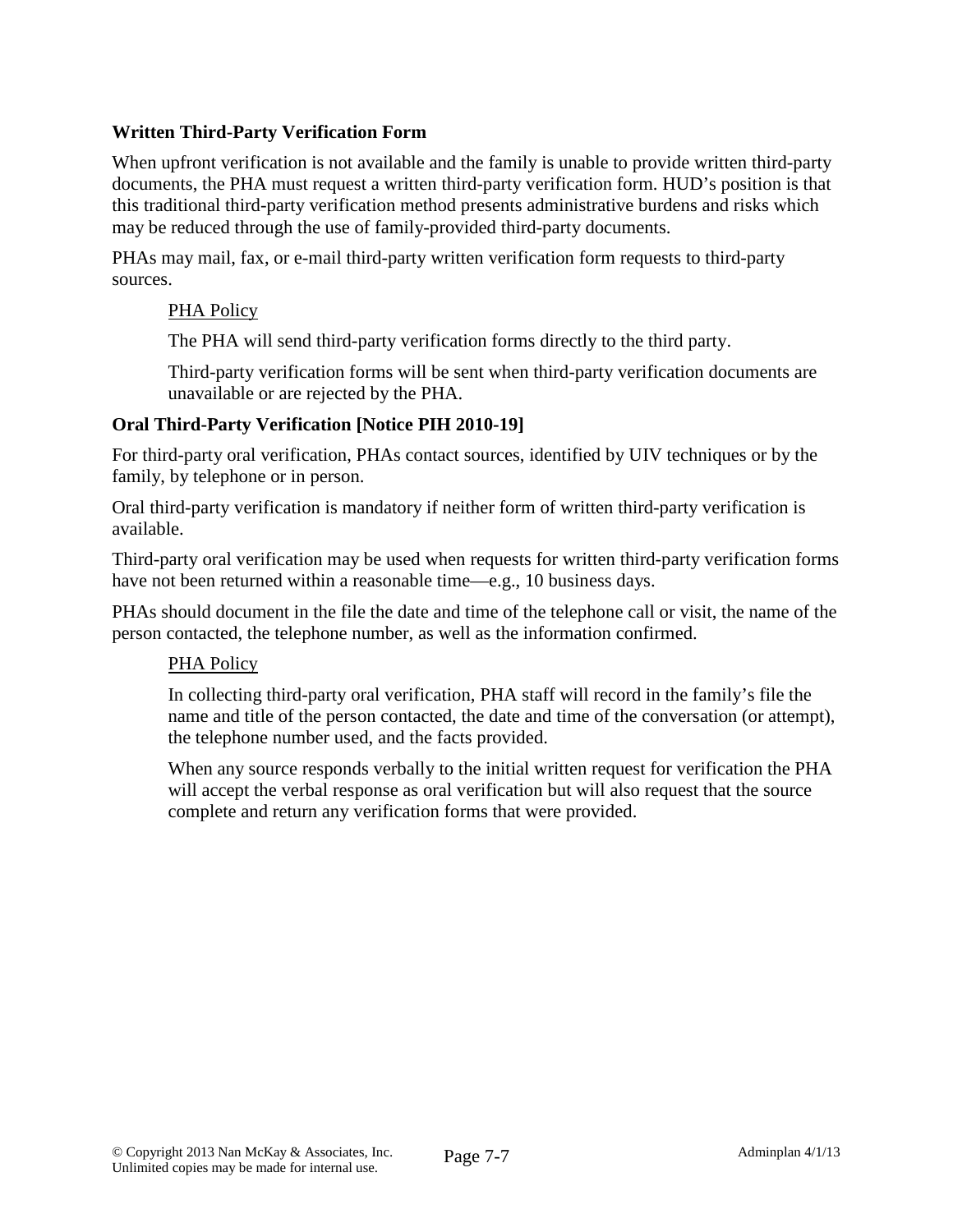### Written Third-Party Verification Form

When upfront verification is not available and the family is unable to provide written third-party documents, the PHA must request a written third-party verification form. HUD's position is that this traditional third-party verification method presents administrative burdens and risks which may be reduced through the use of family-provided third-party documents.

PHAs may mail, fax, or e-mail third-party written verification form requests to third-party sources.

> <u>PHA Policy</u>
>
> The PHA will send third-party verification forms directly to the third party.
>
> Third-party verification forms will be sent when third-party verification documents are unavailable or are rejected by the PHA.

### Oral Third-Party Verification [Notice PIH 2010-19]

For third-party oral verification, PHAs contact sources, identified by UIV techniques or by the family, by telephone or in person.

Oral third-party verification is mandatory if neither form of written third-party verification is available.

Third-party oral verification may be used when requests for written third-party verification forms have not been returned within a reasonable time—e.g., 10 business days.

PHAs should document in the file the date and time of the telephone call or visit, the name of the person contacted, the telephone number, as well as the information confirmed.

> <u>PHA Policy</u>
>
> In collecting third-party oral verification, PHA staff will record in the family's file the name and title of the person contacted, the date and time of the conversation (or attempt), the telephone number used, and the facts provided.
>
> When any source responds verbally to the initial written request for verification the PHA will accept the verbal response as oral verification but will also request that the source complete and return any verification forms that were provided.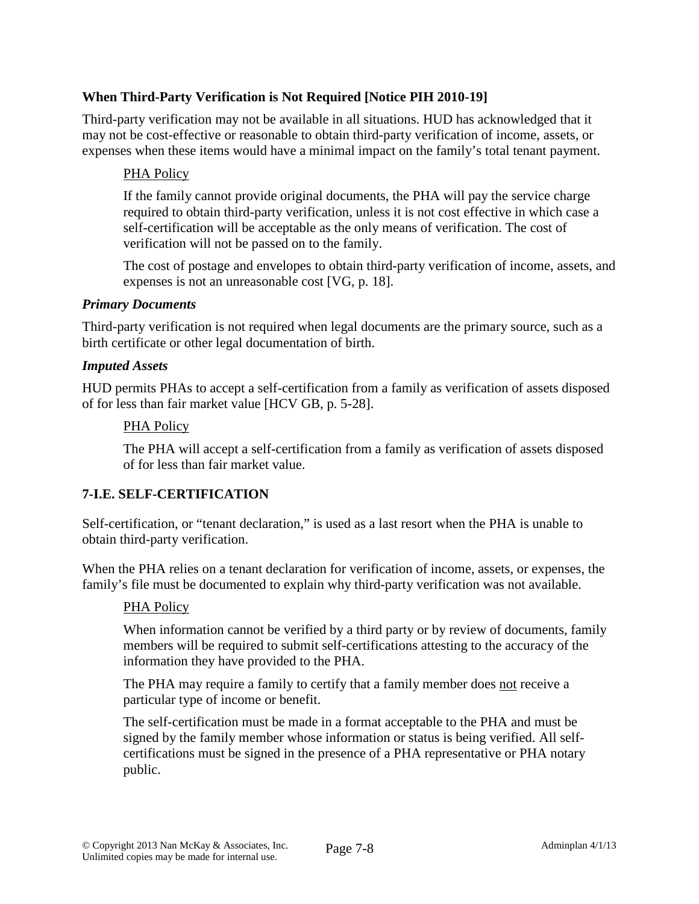### When Third-Party Verification is Not Required [Notice PIH 2010-19]

Third-party verification may not be available in all situations. HUD has acknowledged that it may not be cost-effective or reasonable to obtain third-party verification of income, assets, or expenses when these items would have a minimal impact on the family's total tenant payment.

> PHA Policy
>
> If the family cannot provide original documents, the PHA will pay the service charge required to obtain third-party verification, unless it is not cost effective in which case a self-certification will be acceptable as the only means of verification. The cost of verification will not be passed on to the family.
>
> The cost of postage and envelopes to obtain third-party verification of income, assets, and expenses is not an unreasonable cost [VG, p. 18].

#### *Primary Documents*

Third-party verification is not required when legal documents are the primary source, such as a birth certificate or other legal documentation of birth.

#### *Imputed Assets*

HUD permits PHAs to accept a self-certification from a family as verification of assets disposed of for less than fair market value [HCV GB, p. 5-28].

> PHA Policy
>
> The PHA will accept a self-certification from a family as verification of assets disposed of for less than fair market value.

### 7-I.E. SELF-CERTIFICATION

Self-certification, or "tenant declaration," is used as a last resort when the PHA is unable to obtain third-party verification.

When the PHA relies on a tenant declaration for verification of income, assets, or expenses, the family's file must be documented to explain why third-party verification was not available.

> PHA Policy
>
> When information cannot be verified by a third party or by review of documents, family members will be required to submit self-certifications attesting to the accuracy of the information they have provided to the PHA.
>
> The PHA may require a family to certify that a family member does not receive a particular type of income or benefit.
>
> The self-certification must be made in a format acceptable to the PHA and must be signed by the family member whose information or status is being verified. All self-certifications must be signed in the presence of a PHA representative or PHA notary public.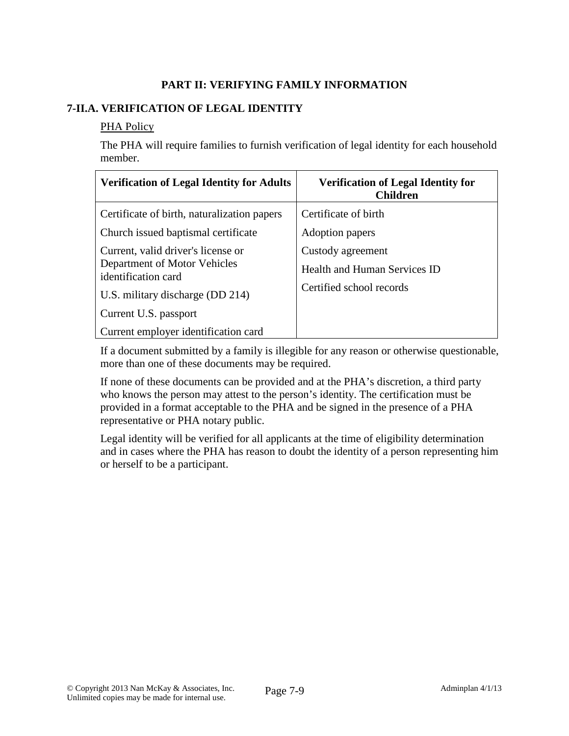## PART II: VERIFYING FAMILY INFORMATION

### 7-II.A. VERIFICATION OF LEGAL IDENTITY

PHA Policy

The PHA will require families to furnish verification of legal identity for each household member.

| Verification of Legal Identity for Adults | Verification of Legal Identity for Children |
|---|---|
| Certificate of birth, naturalization papers | Certificate of birth |
| Church issued baptismal certificate | Adoption papers |
| Current, valid driver's license or Department of Motor Vehicles identification card | Custody agreement |
| U.S. military discharge (DD 214) | Health and Human Services ID |
| Current U.S. passport | Certified school records |
| Current employer identification card | |

If a document submitted by a family is illegible for any reason or otherwise questionable, more than one of these documents may be required.

If none of these documents can be provided and at the PHA's discretion, a third party who knows the person may attest to the person's identity. The certification must be provided in a format acceptable to the PHA and be signed in the presence of a PHA representative or PHA notary public.

Legal identity will be verified for all applicants at the time of eligibility determination and in cases where the PHA has reason to doubt the identity of a person representing him or herself to be a participant.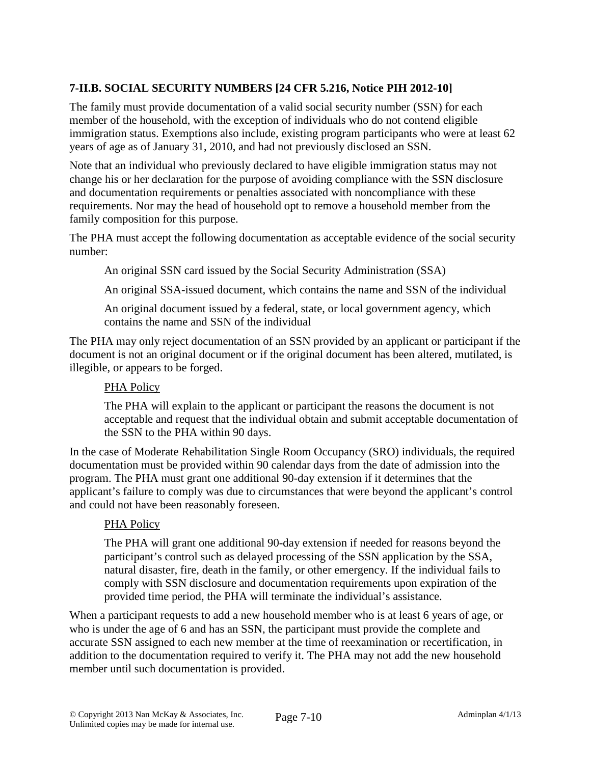### 7-II.B. SOCIAL SECURITY NUMBERS [24 CFR 5.216, Notice PIH 2012-10]

The family must provide documentation of a valid social security number (SSN) for each member of the household, with the exception of individuals who do not contend eligible immigration status. Exemptions also include, existing program participants who were at least 62 years of age as of January 31, 2010, and had not previously disclosed an SSN.

Note that an individual who previously declared to have eligible immigration status may not change his or her declaration for the purpose of avoiding compliance with the SSN disclosure and documentation requirements or penalties associated with noncompliance with these requirements. Nor may the head of household opt to remove a household member from the family composition for this purpose.

The PHA must accept the following documentation as acceptable evidence of the social security number:

> An original SSN card issued by the Social Security Administration (SSA)
>
> An original SSA-issued document, which contains the name and SSN of the individual
>
> An original document issued by a federal, state, or local government agency, which contains the name and SSN of the individual

The PHA may only reject documentation of an SSN provided by an applicant or participant if the document is not an original document or if the original document has been altered, mutilated, is illegible, or appears to be forged.

> PHA Policy
>
> The PHA will explain to the applicant or participant the reasons the document is not acceptable and request that the individual obtain and submit acceptable documentation of the SSN to the PHA within 90 days.

In the case of Moderate Rehabilitation Single Room Occupancy (SRO) individuals, the required documentation must be provided within 90 calendar days from the date of admission into the program. The PHA must grant one additional 90-day extension if it determines that the applicant's failure to comply was due to circumstances that were beyond the applicant's control and could not have been reasonably foreseen.

> PHA Policy
>
> The PHA will grant one additional 90-day extension if needed for reasons beyond the participant's control such as delayed processing of the SSN application by the SSA, natural disaster, fire, death in the family, or other emergency. If the individual fails to comply with SSN disclosure and documentation requirements upon expiration of the provided time period, the PHA will terminate the individual's assistance.

When a participant requests to add a new household member who is at least 6 years of age, or who is under the age of 6 and has an SSN, the participant must provide the complete and accurate SSN assigned to each new member at the time of reexamination or recertification, in addition to the documentation required to verify it. The PHA may not add the new household member until such documentation is provided.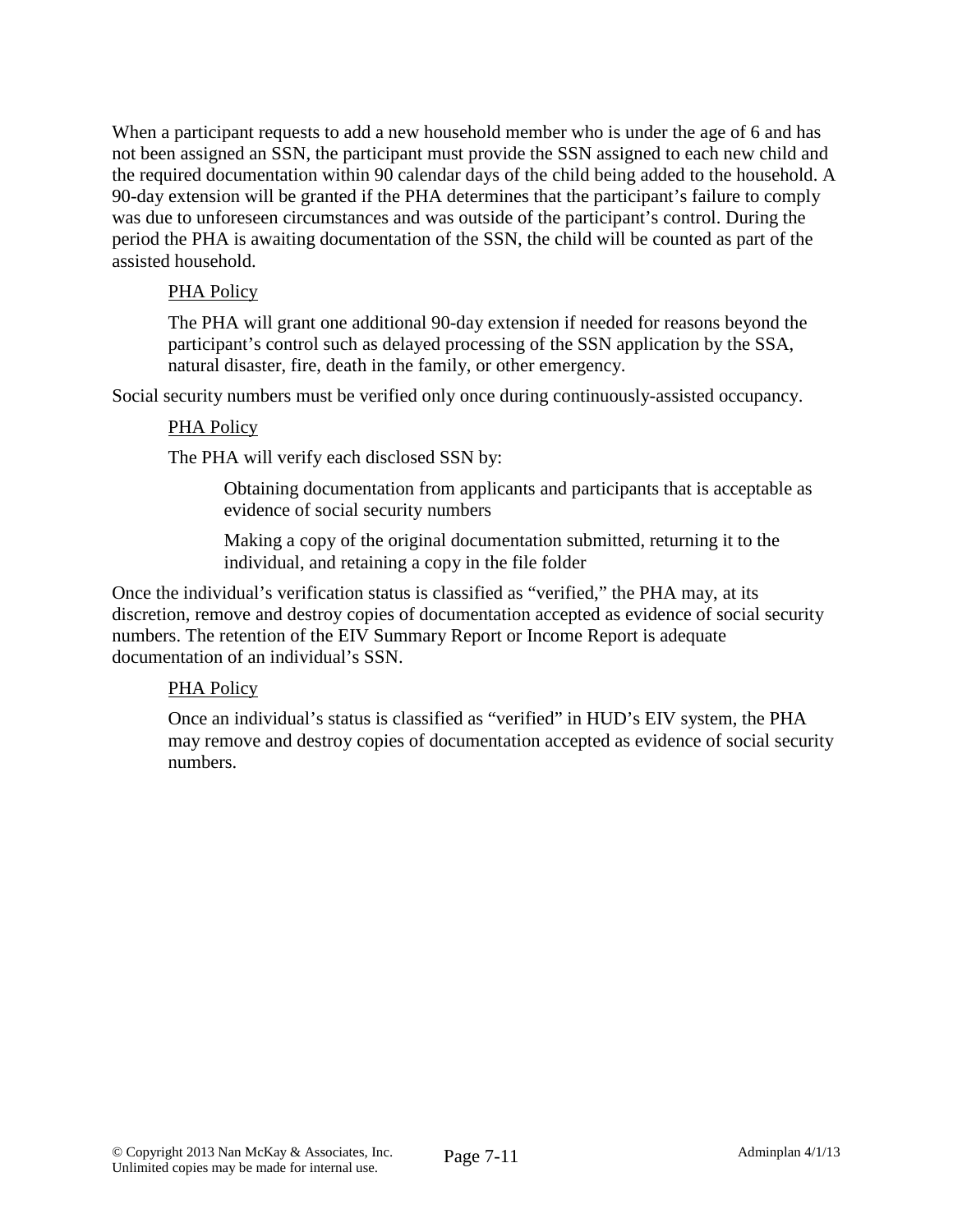When a participant requests to add a new household member who is under the age of 6 and has not been assigned an SSN, the participant must provide the SSN assigned to each new child and the required documentation within 90 calendar days of the child being added to the household. A 90-day extension will be granted if the PHA determines that the participant's failure to comply was due to unforeseen circumstances and was outside of the participant's control. During the period the PHA is awaiting documentation of the SSN, the child will be counted as part of the assisted household.

> <u>PHA Policy</u>
>
> The PHA will grant one additional 90-day extension if needed for reasons beyond the participant's control such as delayed processing of the SSN application by the SSA, natural disaster, fire, death in the family, or other emergency.

Social security numbers must be verified only once during continuously-assisted occupancy.

> <u>PHA Policy</u>
>
> The PHA will verify each disclosed SSN by:
>
> > Obtaining documentation from applicants and participants that is acceptable as evidence of social security numbers
> >
> > Making a copy of the original documentation submitted, returning it to the individual, and retaining a copy in the file folder

Once the individual's verification status is classified as "verified," the PHA may, at its discretion, remove and destroy copies of documentation accepted as evidence of social security numbers. The retention of the EIV Summary Report or Income Report is adequate documentation of an individual's SSN.

> <u>PHA Policy</u>
>
> Once an individual's status is classified as "verified" in HUD's EIV system, the PHA may remove and destroy copies of documentation accepted as evidence of social security numbers.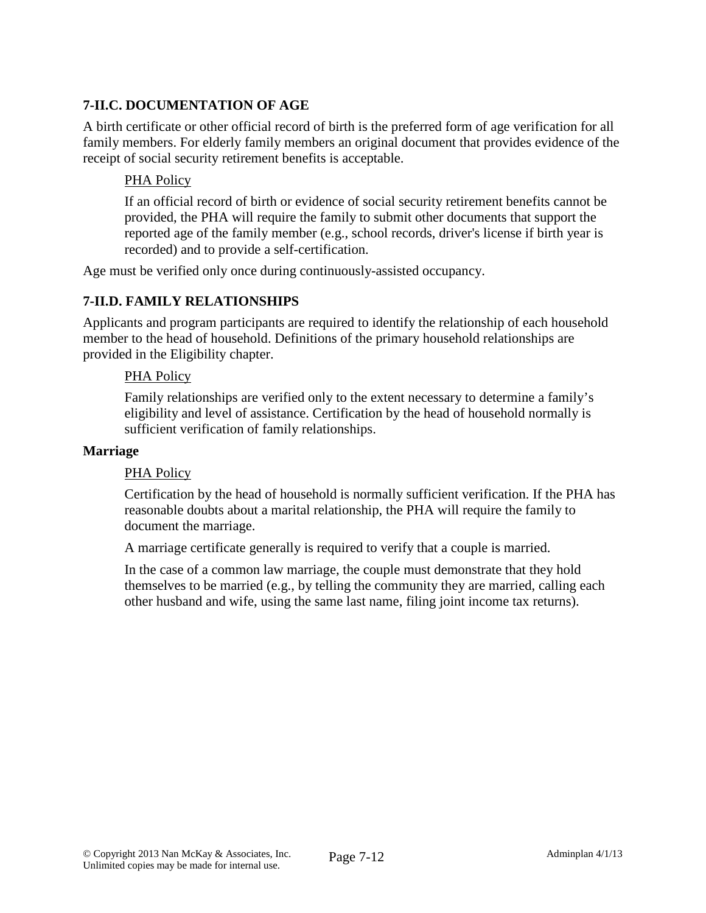### 7-II.C. DOCUMENTATION OF AGE

A birth certificate or other official record of birth is the preferred form of age verification for all family members. For elderly family members an original document that provides evidence of the receipt of social security retirement benefits is acceptable.

> PHA Policy
>
> If an official record of birth or evidence of social security retirement benefits cannot be provided, the PHA will require the family to submit other documents that support the reported age of the family member (e.g., school records, driver's license if birth year is recorded) and to provide a self-certification.

Age must be verified only once during continuously-assisted occupancy.

### 7-II.D. FAMILY RELATIONSHIPS

Applicants and program participants are required to identify the relationship of each household member to the head of household. Definitions of the primary household relationships are provided in the Eligibility chapter.

> PHA Policy
>
> Family relationships are verified only to the extent necessary to determine a family's eligibility and level of assistance. Certification by the head of household normally is sufficient verification of family relationships.

**Marriage**

> PHA Policy
>
> Certification by the head of household is normally sufficient verification. If the PHA has reasonable doubts about a marital relationship, the PHA will require the family to document the marriage.
>
> A marriage certificate generally is required to verify that a couple is married.
>
> In the case of a common law marriage, the couple must demonstrate that they hold themselves to be married (e.g., by telling the community they are married, calling each other husband and wife, using the same last name, filing joint income tax returns).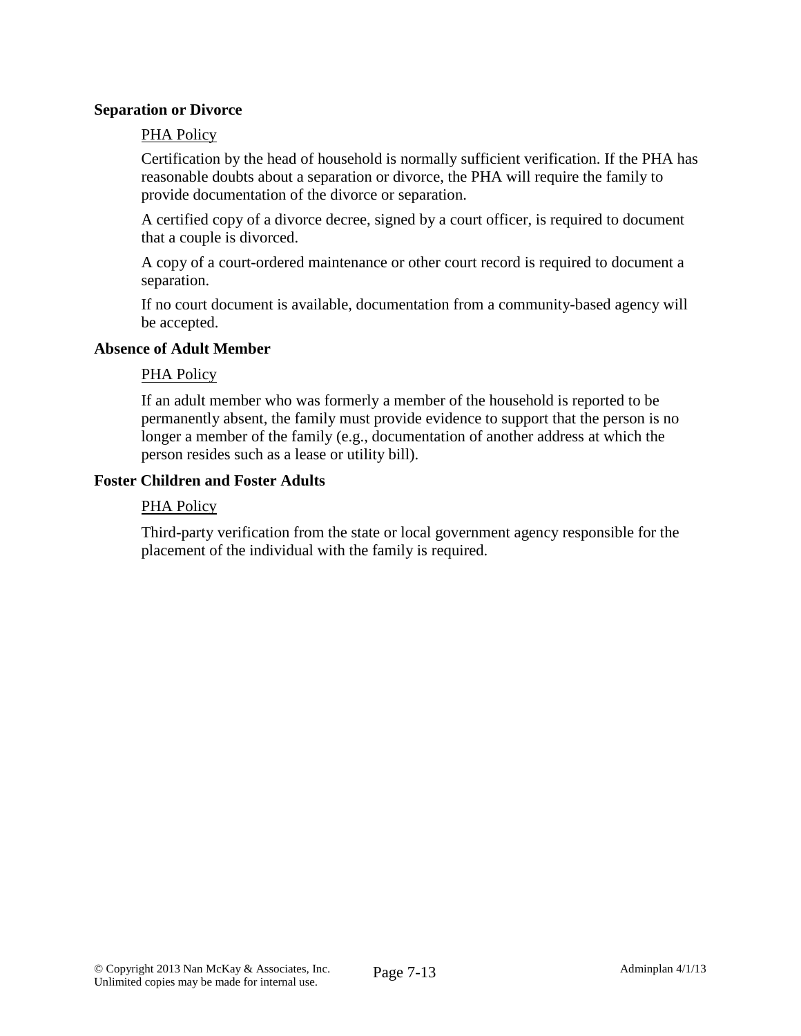### Separation or Divorce

PHA Policy

Certification by the head of household is normally sufficient verification. If the PHA has reasonable doubts about a separation or divorce, the PHA will require the family to provide documentation of the divorce or separation.

A certified copy of a divorce decree, signed by a court officer, is required to document that a couple is divorced.

A copy of a court-ordered maintenance or other court record is required to document a separation.

If no court document is available, documentation from a community-based agency will be accepted.

### Absence of Adult Member

PHA Policy

If an adult member who was formerly a member of the household is reported to be permanently absent, the family must provide evidence to support that the person is no longer a member of the family (e.g., documentation of another address at which the person resides such as a lease or utility bill).

### Foster Children and Foster Adults

PHA Policy

Third-party verification from the state or local government agency responsible for the placement of the individual with the family is required.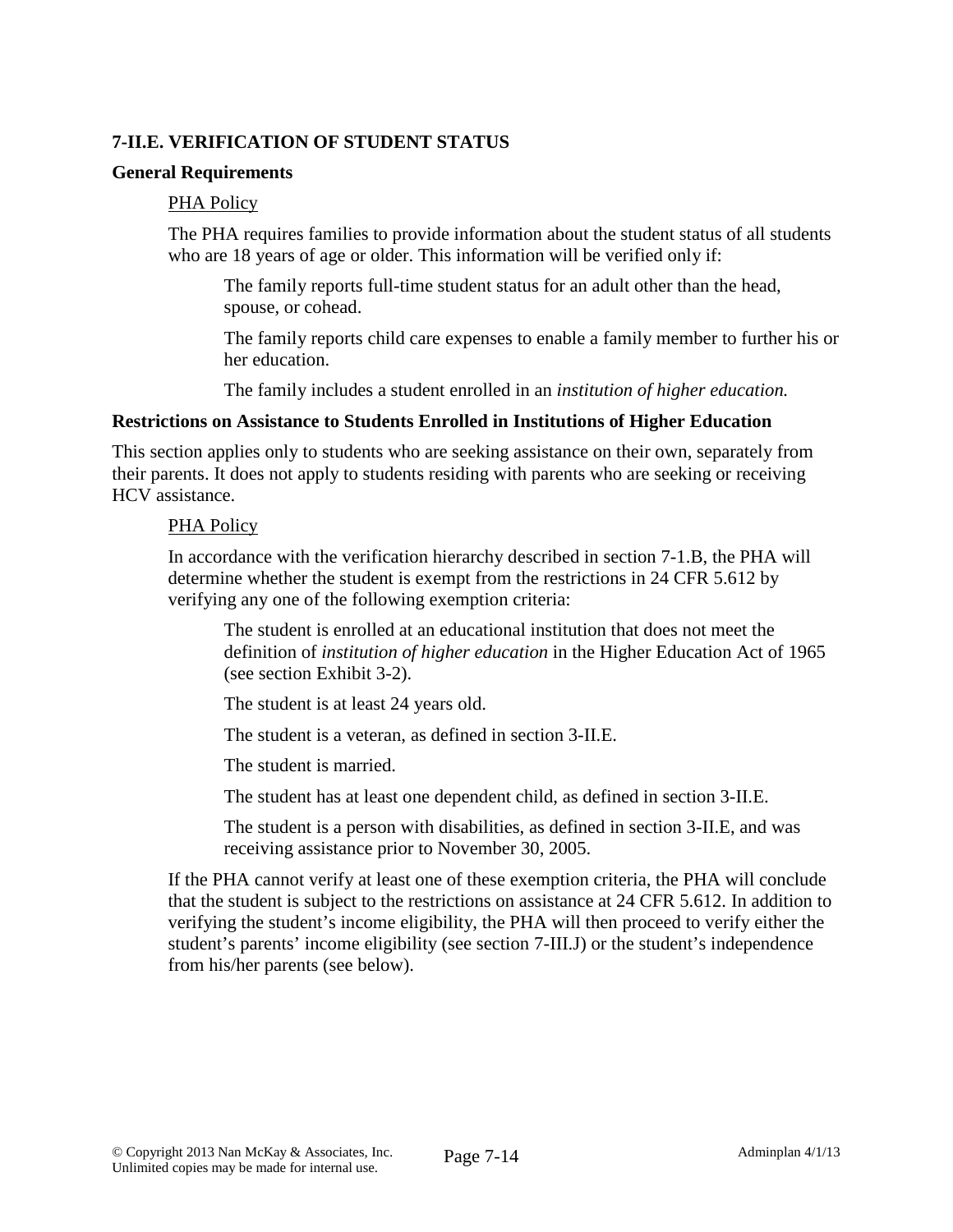### 7-II.E. VERIFICATION OF STUDENT STATUS

**General Requirements**

PHA Policy

The PHA requires families to provide information about the student status of all students who are 18 years of age or older. This information will be verified only if:

The family reports full-time student status for an adult other than the head, spouse, or cohead.

The family reports child care expenses to enable a family member to further his or her education.

The family includes a student enrolled in an *institution of higher education.*

**Restrictions on Assistance to Students Enrolled in Institutions of Higher Education**

This section applies only to students who are seeking assistance on their own, separately from their parents. It does not apply to students residing with parents who are seeking or receiving HCV assistance.

PHA Policy

In accordance with the verification hierarchy described in section 7-1.B, the PHA will determine whether the student is exempt from the restrictions in 24 CFR 5.612 by verifying any one of the following exemption criteria:

The student is enrolled at an educational institution that does not meet the definition of *institution of higher education* in the Higher Education Act of 1965 (see section Exhibit 3-2).

The student is at least 24 years old.

The student is a veteran, as defined in section 3-II.E.

The student is married.

The student has at least one dependent child, as defined in section 3-II.E.

The student is a person with disabilities, as defined in section 3-II.E, and was receiving assistance prior to November 30, 2005.

If the PHA cannot verify at least one of these exemption criteria, the PHA will conclude that the student is subject to the restrictions on assistance at 24 CFR 5.612. In addition to verifying the student's income eligibility, the PHA will then proceed to verify either the student's parents' income eligibility (see section 7-III.J) or the student's independence from his/her parents (see below).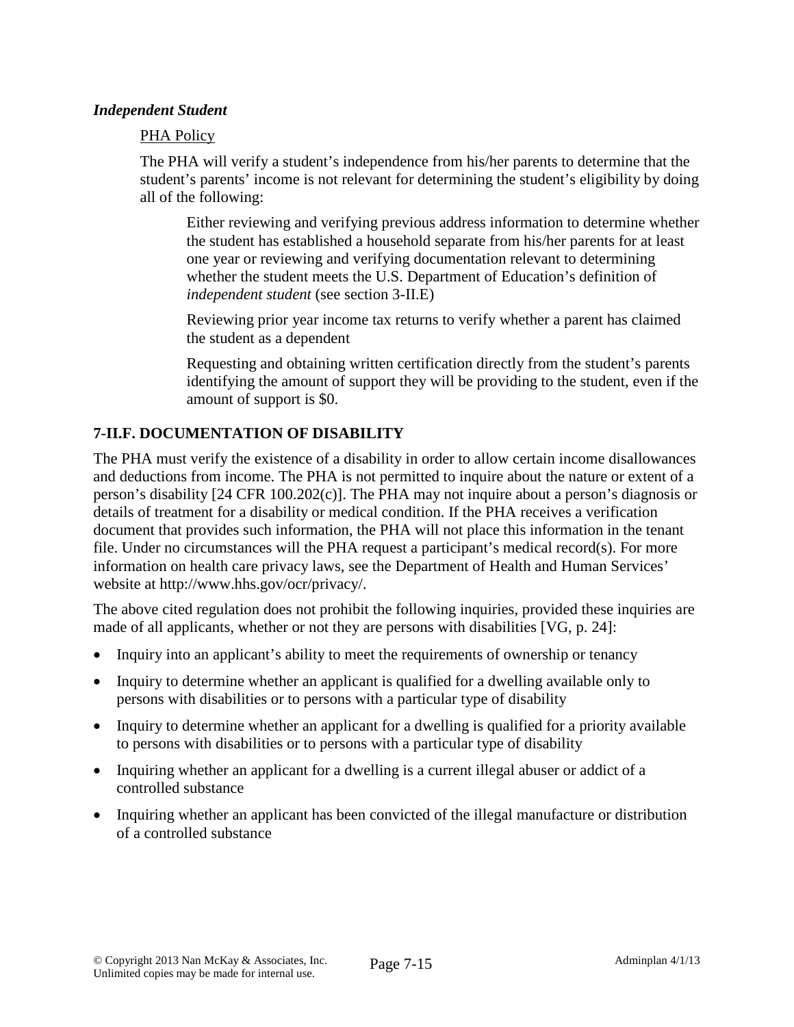***Independent Student***

PHA Policy

The PHA will verify a student's independence from his/her parents to determine that the student's parents' income is not relevant for determining the student's eligibility by doing all of the following:

Either reviewing and verifying previous address information to determine whether the student has established a household separate from his/her parents for at least one year or reviewing and verifying documentation relevant to determining whether the student meets the U.S. Department of Education's definition of *independent student* (see section 3-II.E)

Reviewing prior year income tax returns to verify whether a parent has claimed the student as a dependent

Requesting and obtaining written certification directly from the student's parents identifying the amount of support they will be providing to the student, even if the amount of support is $0.

## 7-II.F. DOCUMENTATION OF DISABILITY

The PHA must verify the existence of a disability in order to allow certain income disallowances and deductions from income. The PHA is not permitted to inquire about the nature or extent of a person's disability [24 CFR 100.202(c)]. The PHA may not inquire about a person's diagnosis or details of treatment for a disability or medical condition. If the PHA receives a verification document that provides such information, the PHA will not place this information in the tenant file. Under no circumstances will the PHA request a participant's medical record(s). For more information on health care privacy laws, see the Department of Health and Human Services' website at http://www.hhs.gov/ocr/privacy/.

The above cited regulation does not prohibit the following inquiries, provided these inquiries are made of all applicants, whether or not they are persons with disabilities [VG, p. 24]:

- Inquiry into an applicant's ability to meet the requirements of ownership or tenancy
- Inquiry to determine whether an applicant is qualified for a dwelling available only to persons with disabilities or to persons with a particular type of disability
- Inquiry to determine whether an applicant for a dwelling is qualified for a priority available to persons with disabilities or to persons with a particular type of disability
- Inquiring whether an applicant for a dwelling is a current illegal abuser or addict of a controlled substance
- Inquiring whether an applicant has been convicted of the illegal manufacture or distribution of a controlled substance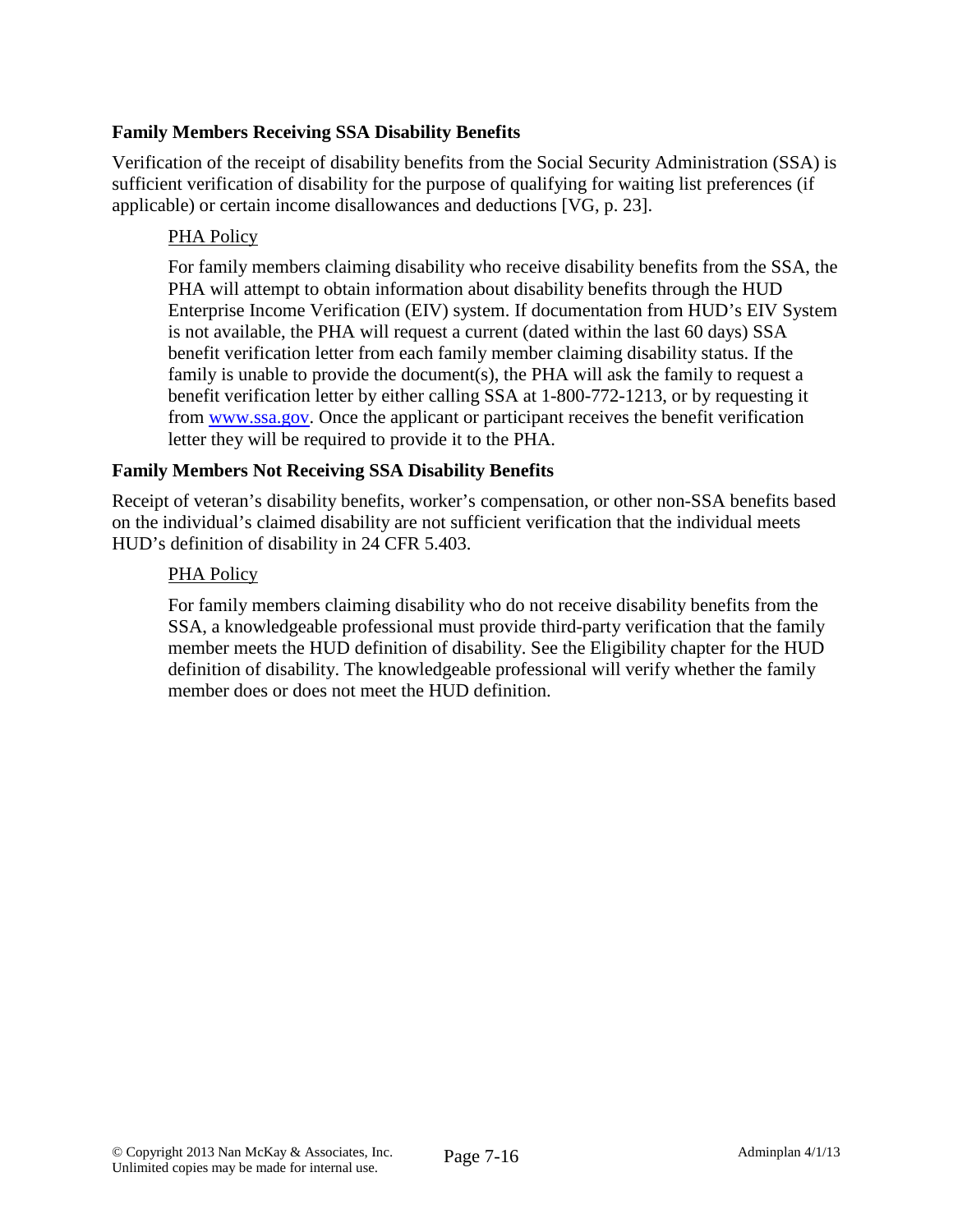**Family Members Receiving SSA Disability Benefits**

Verification of the receipt of disability benefits from the Social Security Administration (SSA) is sufficient verification of disability for the purpose of qualifying for waiting list preferences (if applicable) or certain income disallowances and deductions [VG, p. 23].

> PHA Policy
>
> For family members claiming disability who receive disability benefits from the SSA, the PHA will attempt to obtain information about disability benefits through the HUD Enterprise Income Verification (EIV) system. If documentation from HUD's EIV System is not available, the PHA will request a current (dated within the last 60 days) SSA benefit verification letter from each family member claiming disability status. If the family is unable to provide the document(s), the PHA will ask the family to request a benefit verification letter by either calling SSA at 1-800-772-1213, or by requesting it from www.ssa.gov. Once the applicant or participant receives the benefit verification letter they will be required to provide it to the PHA.

**Family Members Not Receiving SSA Disability Benefits**

Receipt of veteran's disability benefits, worker's compensation, or other non-SSA benefits based on the individual's claimed disability are not sufficient verification that the individual meets HUD's definition of disability in 24 CFR 5.403.

> PHA Policy
>
> For family members claiming disability who do not receive disability benefits from the SSA, a knowledgeable professional must provide third-party verification that the family member meets the HUD definition of disability. See the Eligibility chapter for the HUD definition of disability. The knowledgeable professional will verify whether the family member does or does not meet the HUD definition.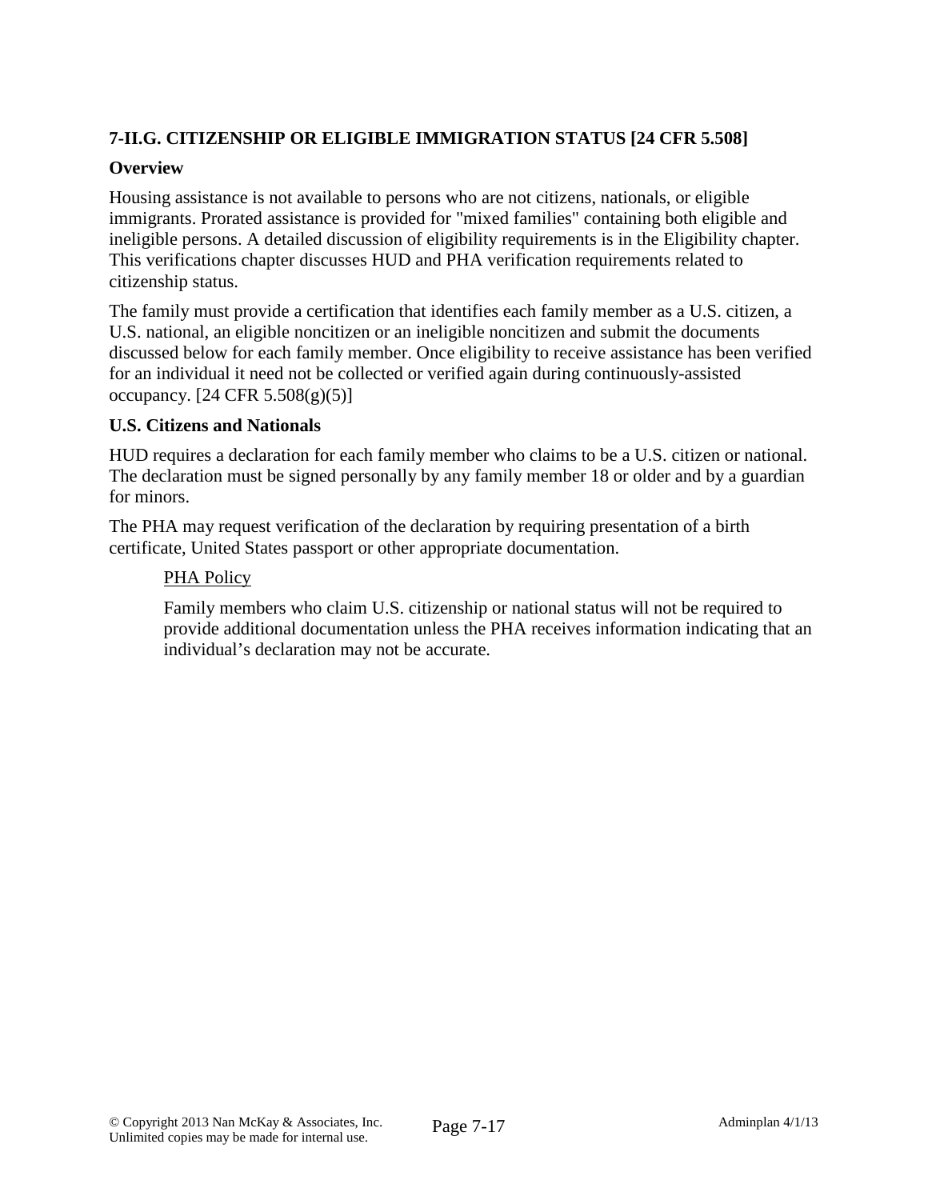## 7-II.G. CITIZENSHIP OR ELIGIBLE IMMIGRATION STATUS [24 CFR 5.508]

### Overview

Housing assistance is not available to persons who are not citizens, nationals, or eligible immigrants. Prorated assistance is provided for "mixed families" containing both eligible and ineligible persons. A detailed discussion of eligibility requirements is in the Eligibility chapter. This verifications chapter discusses HUD and PHA verification requirements related to citizenship status.

The family must provide a certification that identifies each family member as a U.S. citizen, a U.S. national, an eligible noncitizen or an ineligible noncitizen and submit the documents discussed below for each family member. Once eligibility to receive assistance has been verified for an individual it need not be collected or verified again during continuously-assisted occupancy. [24 CFR 5.508(g)(5)]

### U.S. Citizens and Nationals

HUD requires a declaration for each family member who claims to be a U.S. citizen or national. The declaration must be signed personally by any family member 18 or older and by a guardian for minors.

The PHA may request verification of the declaration by requiring presentation of a birth certificate, United States passport or other appropriate documentation.

> PHA Policy
>
> Family members who claim U.S. citizenship or national status will not be required to provide additional documentation unless the PHA receives information indicating that an individual's declaration may not be accurate.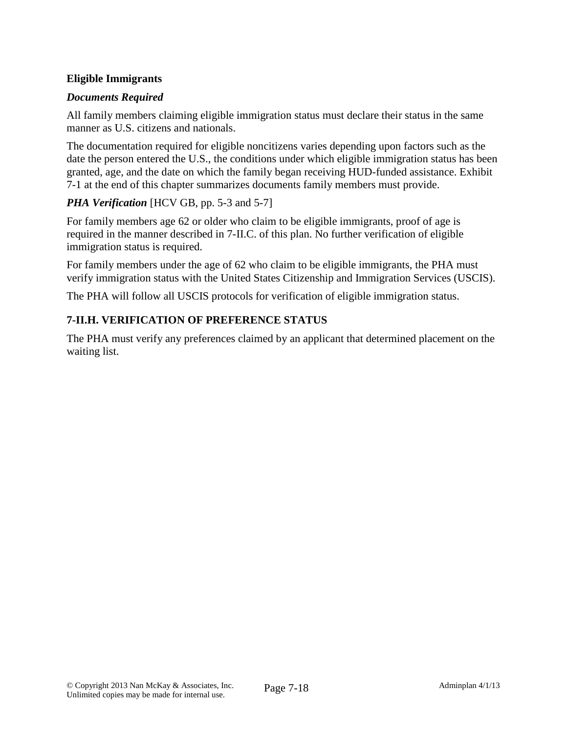**Eligible Immigrants**

***Documents Required***

All family members claiming eligible immigration status must declare their status in the same manner as U.S. citizens and nationals.

The documentation required for eligible noncitizens varies depending upon factors such as the date the person entered the U.S., the conditions under which eligible immigration status has been granted, age, and the date on which the family began receiving HUD-funded assistance. Exhibit 7-1 at the end of this chapter summarizes documents family members must provide.

***PHA Verification*** [HCV GB, pp. 5-3 and 5-7]

For family members age 62 or older who claim to be eligible immigrants, proof of age is required in the manner described in 7-II.C. of this plan. No further verification of eligible immigration status is required.

For family members under the age of 62 who claim to be eligible immigrants, the PHA must verify immigration status with the United States Citizenship and Immigration Services (USCIS).

The PHA will follow all USCIS protocols for verification of eligible immigration status.

## 7-II.H. VERIFICATION OF PREFERENCE STATUS

The PHA must verify any preferences claimed by an applicant that determined placement on the waiting list.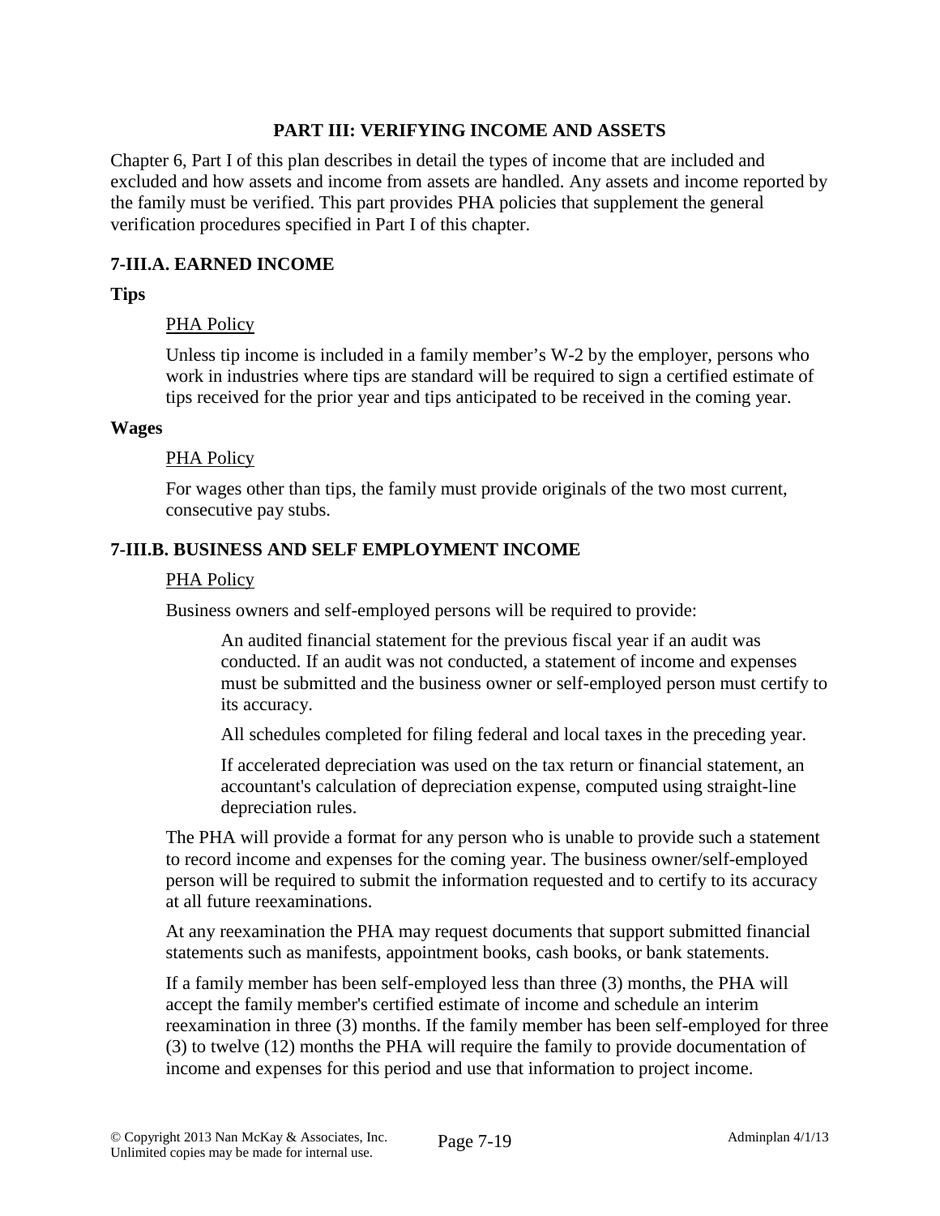## PART III: VERIFYING INCOME AND ASSETS

Chapter 6, Part I of this plan describes in detail the types of income that are included and excluded and how assets and income from assets are handled. Any assets and income reported by the family must be verified. This part provides PHA policies that supplement the general verification procedures specified in Part I of this chapter.

### 7-III.A. EARNED INCOME

**Tips**

PHA Policy

Unless tip income is included in a family member's W-2 by the employer, persons who work in industries where tips are standard will be required to sign a certified estimate of tips received for the prior year and tips anticipated to be received in the coming year.

**Wages**

PHA Policy

For wages other than tips, the family must provide originals of the two most current, consecutive pay stubs.

### 7-III.B. BUSINESS AND SELF EMPLOYMENT INCOME

PHA Policy

Business owners and self-employed persons will be required to provide:

An audited financial statement for the previous fiscal year if an audit was conducted. If an audit was not conducted, a statement of income and expenses must be submitted and the business owner or self-employed person must certify to its accuracy.

All schedules completed for filing federal and local taxes in the preceding year.

If accelerated depreciation was used on the tax return or financial statement, an accountant's calculation of depreciation expense, computed using straight-line depreciation rules.

The PHA will provide a format for any person who is unable to provide such a statement to record income and expenses for the coming year. The business owner/self-employed person will be required to submit the information requested and to certify to its accuracy at all future reexaminations.

At any reexamination the PHA may request documents that support submitted financial statements such as manifests, appointment books, cash books, or bank statements.

If a family member has been self-employed less than three (3) months, the PHA will accept the family member's certified estimate of income and schedule an interim reexamination in three (3) months. If the family member has been self-employed for three (3) to twelve (12) months the PHA will require the family to provide documentation of income and expenses for this period and use that information to project income.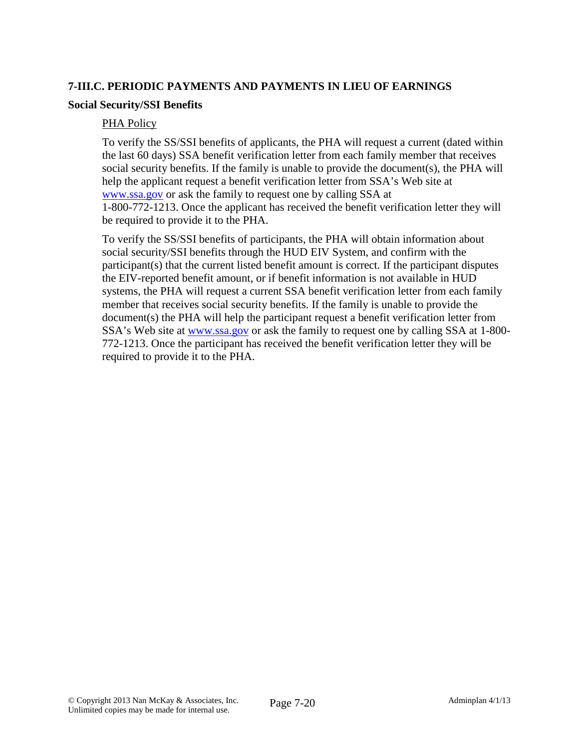## 7-III.C. PERIODIC PAYMENTS AND PAYMENTS IN LIEU OF EARNINGS

### Social Security/SSI Benefits

PHA Policy

To verify the SS/SSI benefits of applicants, the PHA will request a current (dated within the last 60 days) SSA benefit verification letter from each family member that receives social security benefits. If the family is unable to provide the document(s), the PHA will help the applicant request a benefit verification letter from SSA's Web site at www.ssa.gov or ask the family to request one by calling SSA at 1-800-772-1213. Once the applicant has received the benefit verification letter they will be required to provide it to the PHA.

To verify the SS/SSI benefits of participants, the PHA will obtain information about social security/SSI benefits through the HUD EIV System, and confirm with the participant(s) that the current listed benefit amount is correct. If the participant disputes the EIV-reported benefit amount, or if benefit information is not available in HUD systems, the PHA will request a current SSA benefit verification letter from each family member that receives social security benefits. If the family is unable to provide the document(s) the PHA will help the participant request a benefit verification letter from SSA's Web site at www.ssa.gov or ask the family to request one by calling SSA at 1-800-772-1213. Once the participant has received the benefit verification letter they will be required to provide it to the PHA.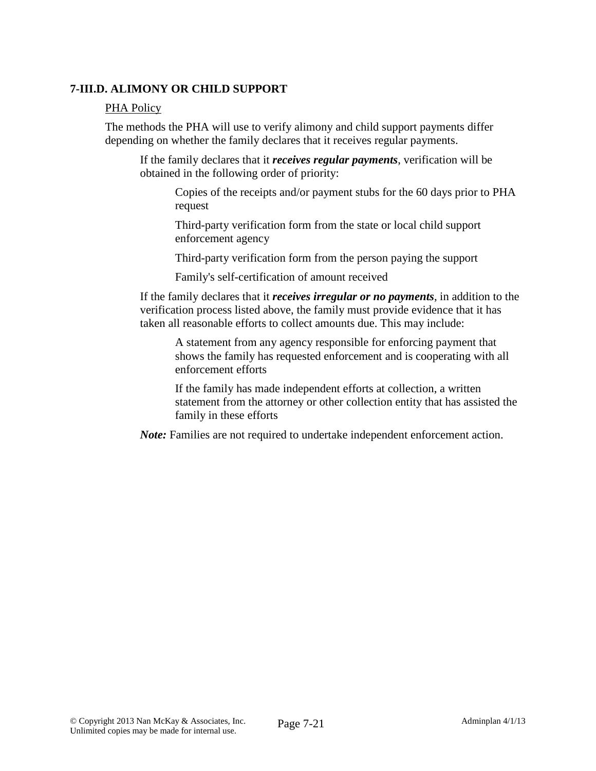### 7-III.D. ALIMONY OR CHILD SUPPORT

<u>PHA Policy</u>

The methods the PHA will use to verify alimony and child support payments differ depending on whether the family declares that it receives regular payments.

If the family declares that it ***receives regular payments***, verification will be obtained in the following order of priority:

Copies of the receipts and/or payment stubs for the 60 days prior to PHA request

Third-party verification form from the state or local child support enforcement agency

Third-party verification form from the person paying the support

Family's self-certification of amount received

If the family declares that it ***receives irregular or no payments***, in addition to the verification process listed above, the family must provide evidence that it has taken all reasonable efforts to collect amounts due. This may include:

A statement from any agency responsible for enforcing payment that shows the family has requested enforcement and is cooperating with all enforcement efforts

If the family has made independent efforts at collection, a written statement from the attorney or other collection entity that has assisted the family in these efforts

***Note:*** Families are not required to undertake independent enforcement action.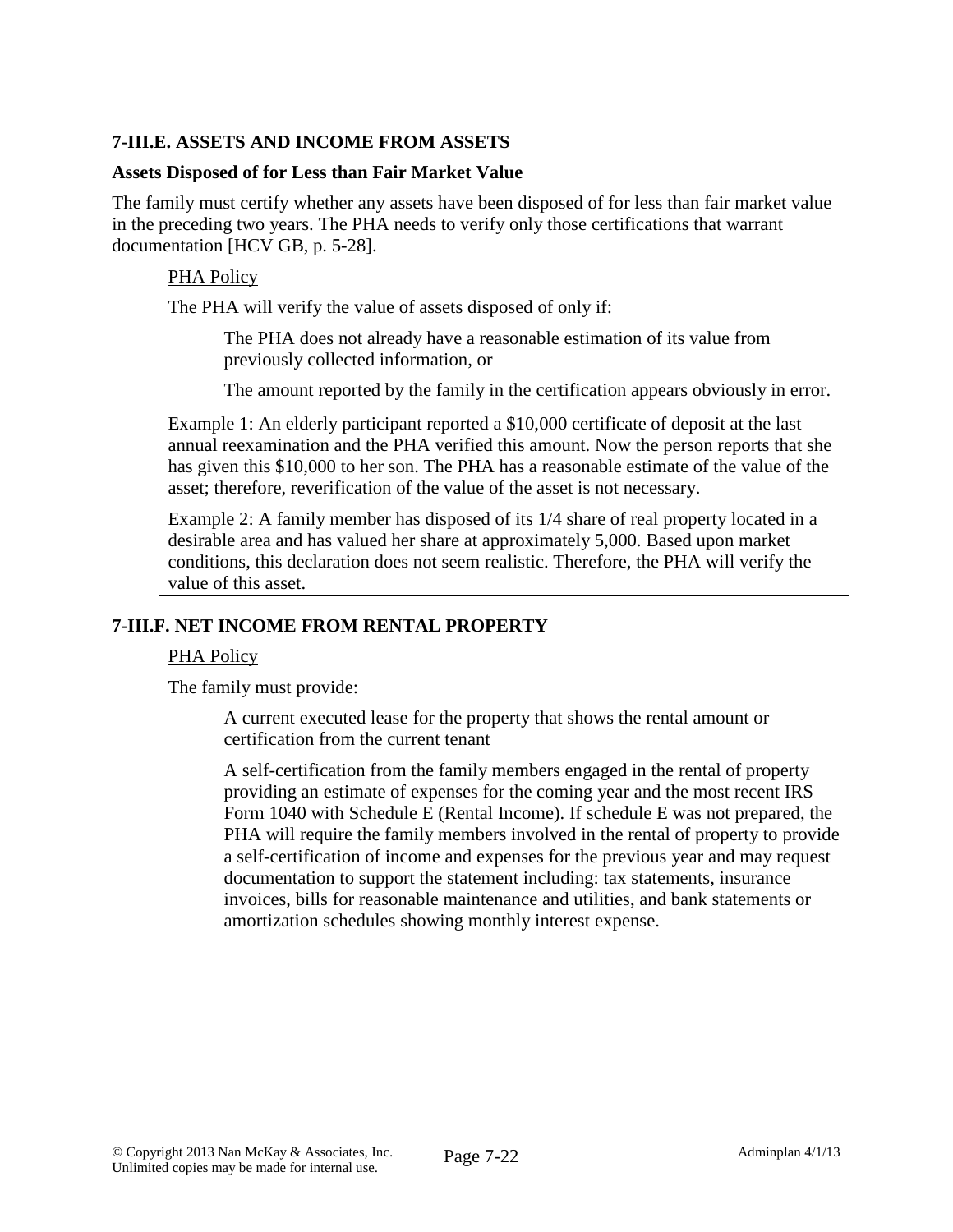### 7-III.E. ASSETS AND INCOME FROM ASSETS

**Assets Disposed of for Less than Fair Market Value**

The family must certify whether any assets have been disposed of for less than fair market value in the preceding two years. The PHA needs to verify only those certifications that warrant documentation [HCV GB, p. 5-28].

PHA Policy

The PHA will verify the value of assets disposed of only if:

The PHA does not already have a reasonable estimation of its value from previously collected information, or

The amount reported by the family in the certification appears obviously in error.

> Example 1: An elderly participant reported a $10,000 certificate of deposit at the last annual reexamination and the PHA verified this amount. Now the person reports that she has given this $10,000 to her son. The PHA has a reasonable estimate of the value of the asset; therefore, reverification of the value of the asset is not necessary.
>
> Example 2: A family member has disposed of its 1/4 share of real property located in a desirable area and has valued her share at approximately 5,000. Based upon market conditions, this declaration does not seem realistic. Therefore, the PHA will verify the value of this asset.

### 7-III.F. NET INCOME FROM RENTAL PROPERTY

PHA Policy

The family must provide:

A current executed lease for the property that shows the rental amount or certification from the current tenant

A self-certification from the family members engaged in the rental of property providing an estimate of expenses for the coming year and the most recent IRS Form 1040 with Schedule E (Rental Income). If schedule E was not prepared, the PHA will require the family members involved in the rental of property to provide a self-certification of income and expenses for the previous year and may request documentation to support the statement including: tax statements, insurance invoices, bills for reasonable maintenance and utilities, and bank statements or amortization schedules showing monthly interest expense.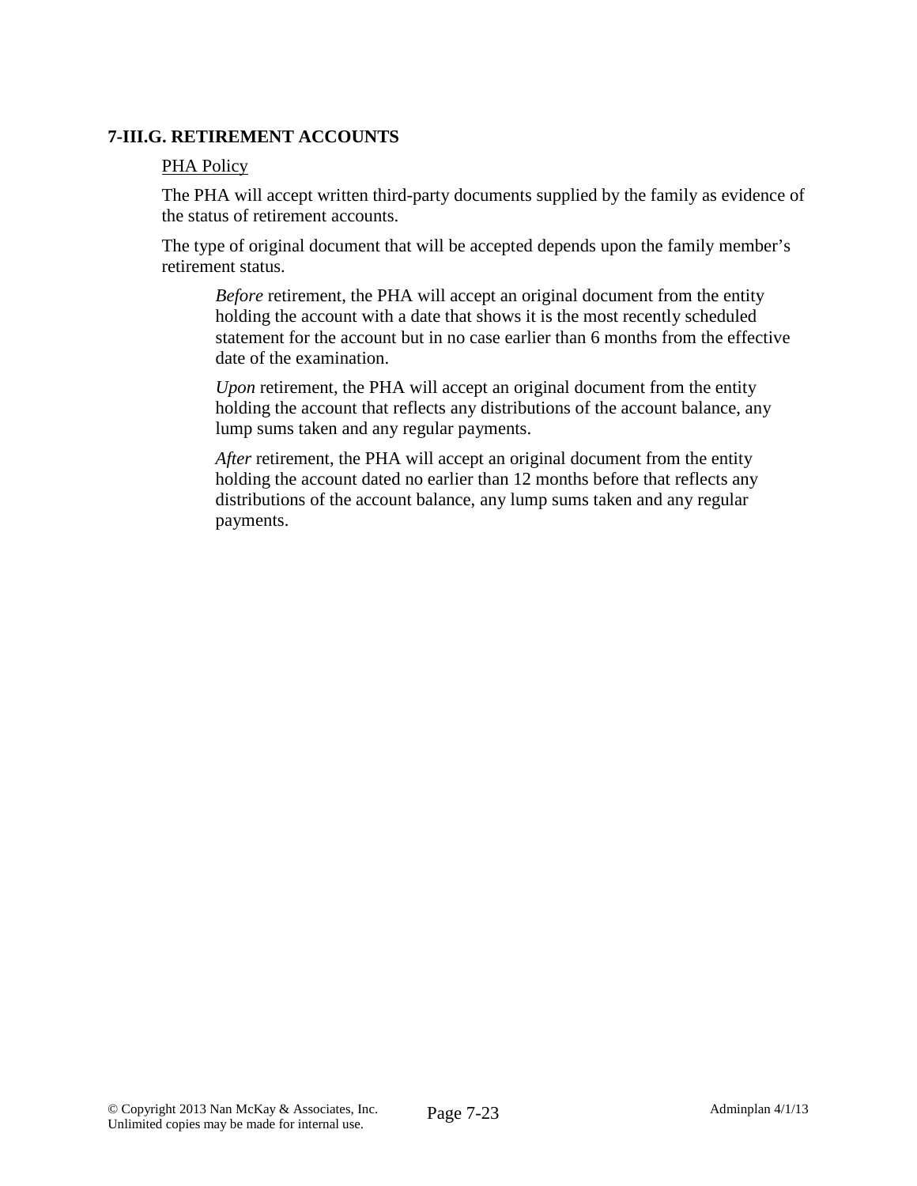### 7-III.G. RETIREMENT ACCOUNTS

PHA Policy

The PHA will accept written third-party documents supplied by the family as evidence of the status of retirement accounts.

The type of original document that will be accepted depends upon the family member's retirement status.

*Before* retirement, the PHA will accept an original document from the entity holding the account with a date that shows it is the most recently scheduled statement for the account but in no case earlier than 6 months from the effective date of the examination.

*Upon* retirement, the PHA will accept an original document from the entity holding the account that reflects any distributions of the account balance, any lump sums taken and any regular payments.

*After* retirement, the PHA will accept an original document from the entity holding the account dated no earlier than 12 months before that reflects any distributions of the account balance, any lump sums taken and any regular payments.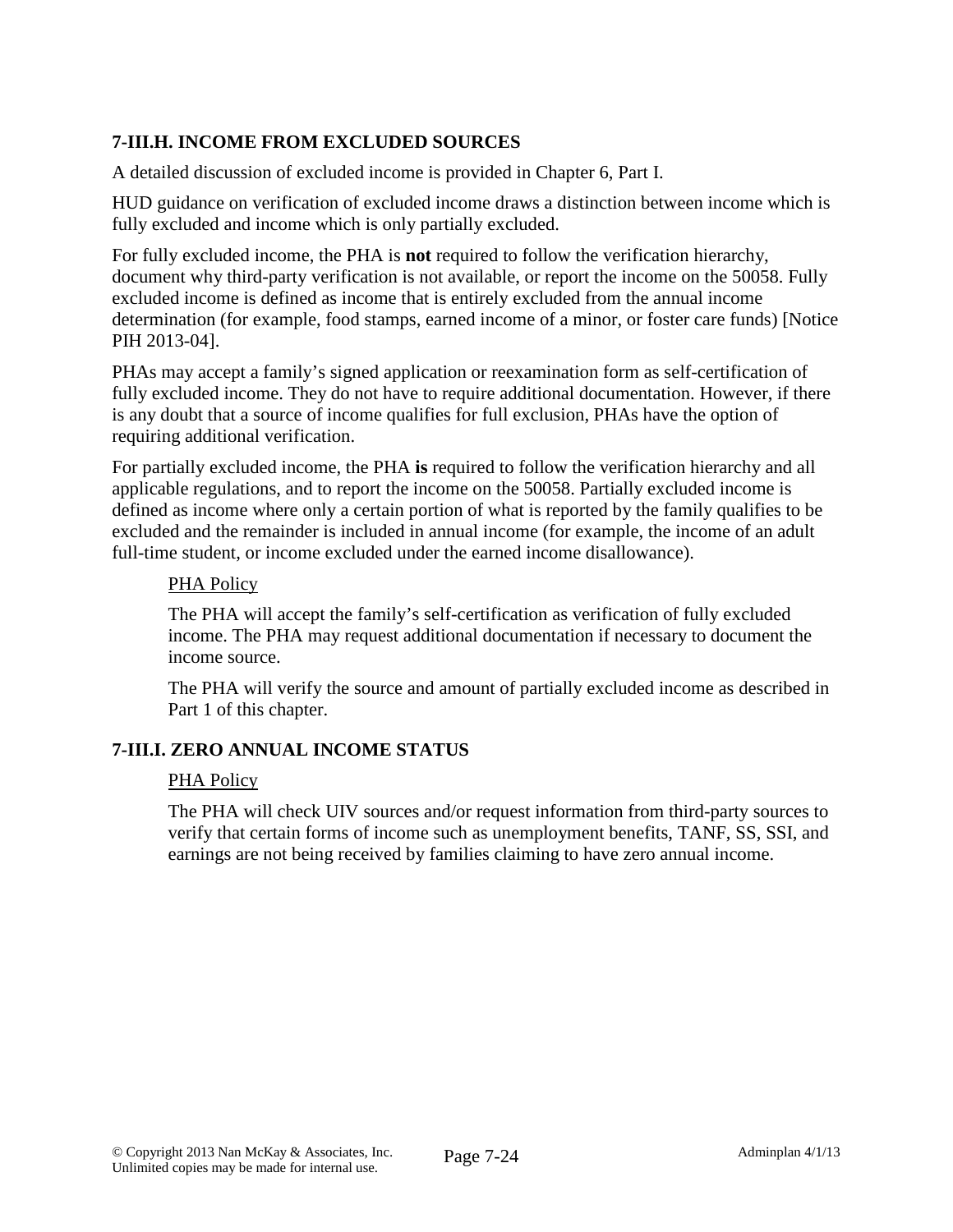### 7-III.H. INCOME FROM EXCLUDED SOURCES

A detailed discussion of excluded income is provided in Chapter 6, Part I.

HUD guidance on verification of excluded income draws a distinction between income which is fully excluded and income which is only partially excluded.

For fully excluded income, the PHA is **not** required to follow the verification hierarchy, document why third-party verification is not available, or report the income on the 50058. Fully excluded income is defined as income that is entirely excluded from the annual income determination (for example, food stamps, earned income of a minor, or foster care funds) [Notice PIH 2013-04].

PHAs may accept a family's signed application or reexamination form as self-certification of fully excluded income. They do not have to require additional documentation. However, if there is any doubt that a source of income qualifies for full exclusion, PHAs have the option of requiring additional verification.

For partially excluded income, the PHA **is** required to follow the verification hierarchy and all applicable regulations, and to report the income on the 50058. Partially excluded income is defined as income where only a certain portion of what is reported by the family qualifies to be excluded and the remainder is included in annual income (for example, the income of an adult full-time student, or income excluded under the earned income disallowance).

> <u>PHA Policy</u>
>
> The PHA will accept the family's self-certification as verification of fully excluded income. The PHA may request additional documentation if necessary to document the income source.
>
> The PHA will verify the source and amount of partially excluded income as described in Part 1 of this chapter.

### 7-III.I. ZERO ANNUAL INCOME STATUS

> <u>PHA Policy</u>
>
> The PHA will check UIV sources and/or request information from third-party sources to verify that certain forms of income such as unemployment benefits, TANF, SS, SSI, and earnings are not being received by families claiming to have zero annual income.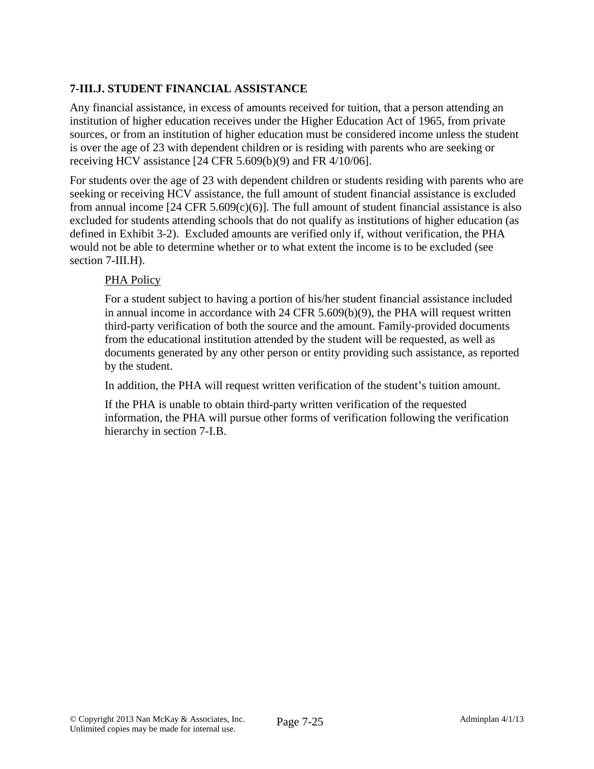### 7-III.J. STUDENT FINANCIAL ASSISTANCE

Any financial assistance, in excess of amounts received for tuition, that a person attending an institution of higher education receives under the Higher Education Act of 1965, from private sources, or from an institution of higher education must be considered income unless the student is over the age of 23 with dependent children or is residing with parents who are seeking or receiving HCV assistance [24 CFR 5.609(b)(9) and FR 4/10/06].

For students over the age of 23 with dependent children or students residing with parents who are seeking or receiving HCV assistance, the full amount of student financial assistance is excluded from annual income [24 CFR 5.609(c)(6)]. The full amount of student financial assistance is also excluded for students attending schools that do not qualify as institutions of higher education (as defined in Exhibit 3-2). Excluded amounts are verified only if, without verification, the PHA would not be able to determine whether or to what extent the income is to be excluded (see section 7-III.H).

> <u>PHA Policy</u>
>
> For a student subject to having a portion of his/her student financial assistance included in annual income in accordance with 24 CFR 5.609(b)(9), the PHA will request written third-party verification of both the source and the amount. Family-provided documents from the educational institution attended by the student will be requested, as well as documents generated by any other person or entity providing such assistance, as reported by the student.
>
> In addition, the PHA will request written verification of the student's tuition amount.
>
> If the PHA is unable to obtain third-party written verification of the requested information, the PHA will pursue other forms of verification following the verification hierarchy in section 7-I.B.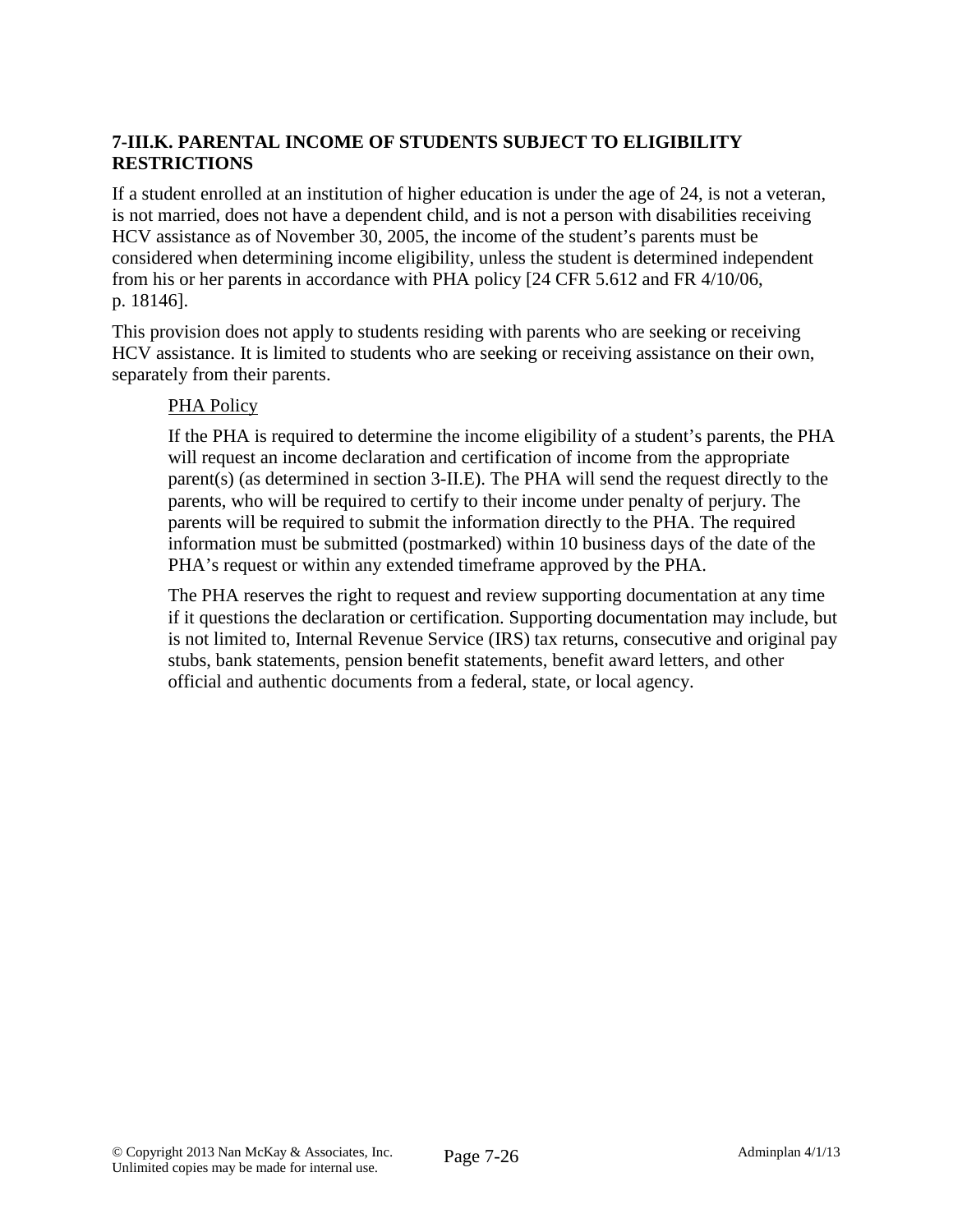### 7-III.K. PARENTAL INCOME OF STUDENTS SUBJECT TO ELIGIBILITY RESTRICTIONS

If a student enrolled at an institution of higher education is under the age of 24, is not a veteran, is not married, does not have a dependent child, and is not a person with disabilities receiving HCV assistance as of November 30, 2005, the income of the student's parents must be considered when determining income eligibility, unless the student is determined independent from his or her parents in accordance with PHA policy [24 CFR 5.612 and FR 4/10/06, p. 18146].

This provision does not apply to students residing with parents who are seeking or receiving HCV assistance. It is limited to students who are seeking or receiving assistance on their own, separately from their parents.

<u>PHA Policy</u>

If the PHA is required to determine the income eligibility of a student's parents, the PHA will request an income declaration and certification of income from the appropriate parent(s) (as determined in section 3-II.E). The PHA will send the request directly to the parents, who will be required to certify to their income under penalty of perjury. The parents will be required to submit the information directly to the PHA. The required information must be submitted (postmarked) within 10 business days of the date of the PHA's request or within any extended timeframe approved by the PHA.

The PHA reserves the right to request and review supporting documentation at any time if it questions the declaration or certification. Supporting documentation may include, but is not limited to, Internal Revenue Service (IRS) tax returns, consecutive and original pay stubs, bank statements, pension benefit statements, benefit award letters, and other official and authentic documents from a federal, state, or local agency.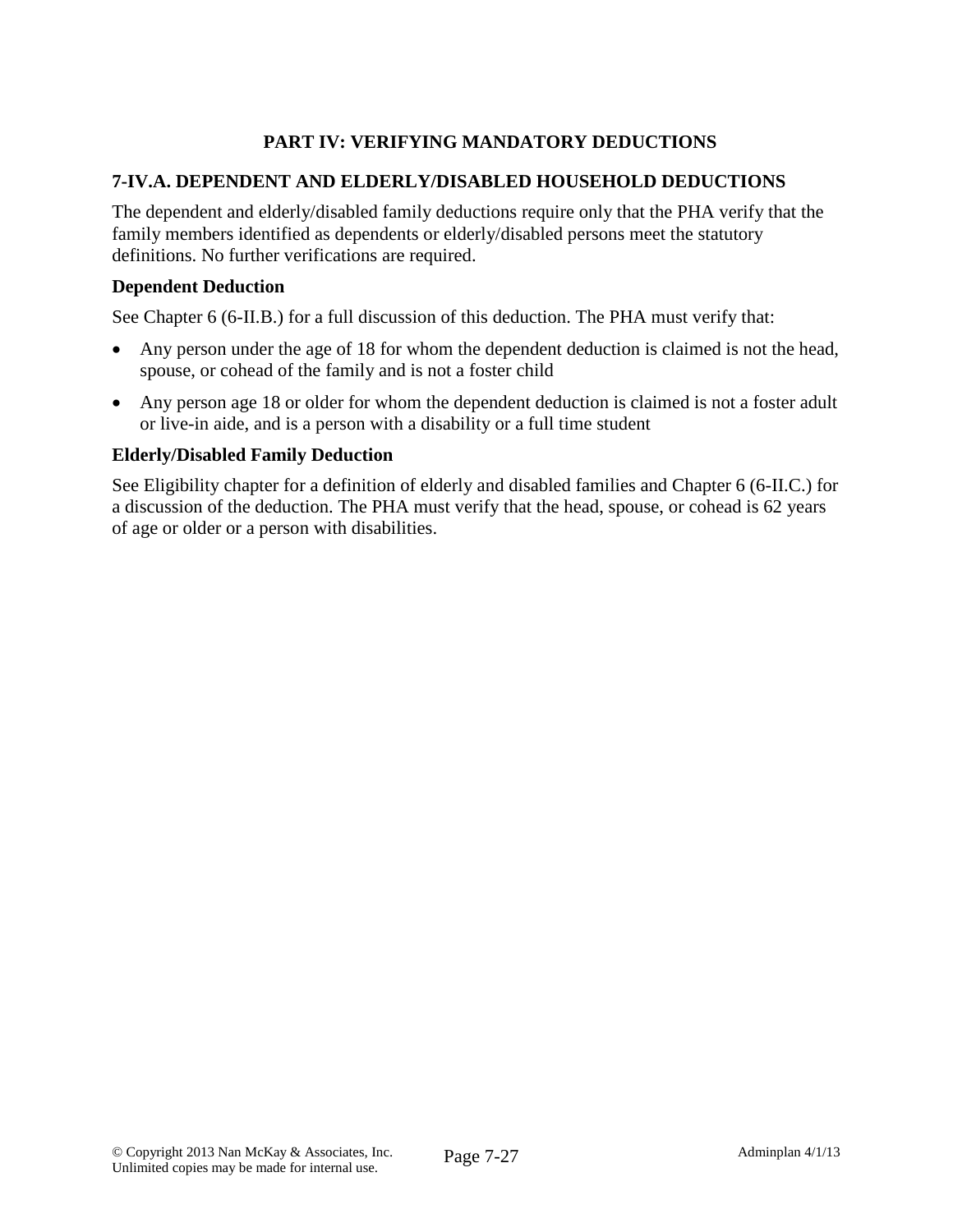## PART IV: VERIFYING MANDATORY DEDUCTIONS

### 7-IV.A. DEPENDENT AND ELDERLY/DISABLED HOUSEHOLD DEDUCTIONS

The dependent and elderly/disabled family deductions require only that the PHA verify that the family members identified as dependents or elderly/disabled persons meet the statutory definitions. No further verifications are required.

**Dependent Deduction**

See Chapter 6 (6-II.B.) for a full discussion of this deduction. The PHA must verify that:

- Any person under the age of 18 for whom the dependent deduction is claimed is not the head, spouse, or cohead of the family and is not a foster child
- Any person age 18 or older for whom the dependent deduction is claimed is not a foster adult or live-in aide, and is a person with a disability or a full time student

**Elderly/Disabled Family Deduction**

See Eligibility chapter for a definition of elderly and disabled families and Chapter 6 (6-II.C.) for a discussion of the deduction. The PHA must verify that the head, spouse, or cohead is 62 years of age or older or a person with disabilities.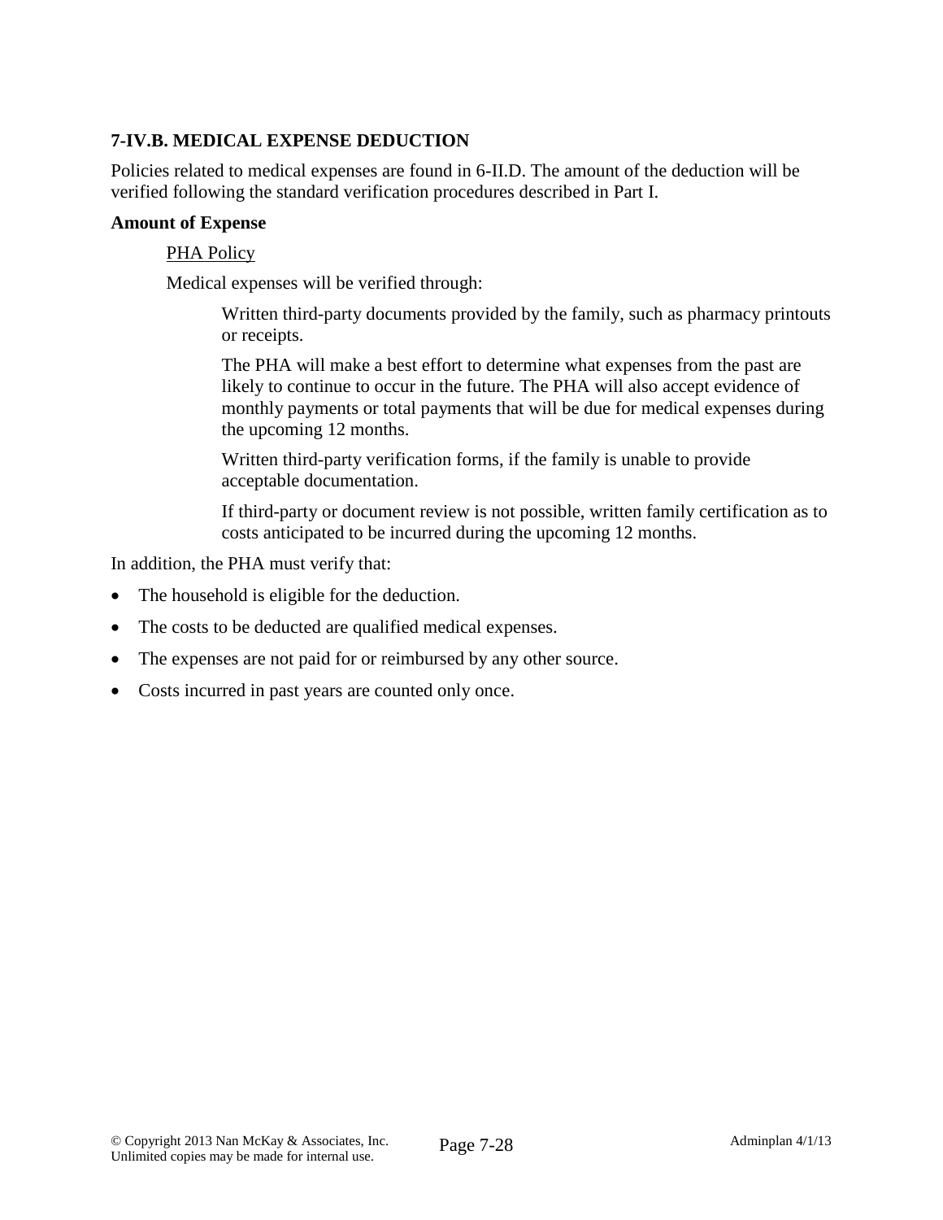### 7-IV.B. MEDICAL EXPENSE DEDUCTION

Policies related to medical expenses are found in 6-II.D. The amount of the deduction will be verified following the standard verification procedures described in Part I.

**Amount of Expense**

PHA Policy

Medical expenses will be verified through:

Written third-party documents provided by the family, such as pharmacy printouts or receipts.

The PHA will make a best effort to determine what expenses from the past are likely to continue to occur in the future. The PHA will also accept evidence of monthly payments or total payments that will be due for medical expenses during the upcoming 12 months.

Written third-party verification forms, if the family is unable to provide acceptable documentation.

If third-party or document review is not possible, written family certification as to costs anticipated to be incurred during the upcoming 12 months.

In addition, the PHA must verify that:

- The household is eligible for the deduction.
- The costs to be deducted are qualified medical expenses.
- The expenses are not paid for or reimbursed by any other source.
- Costs incurred in past years are counted only once.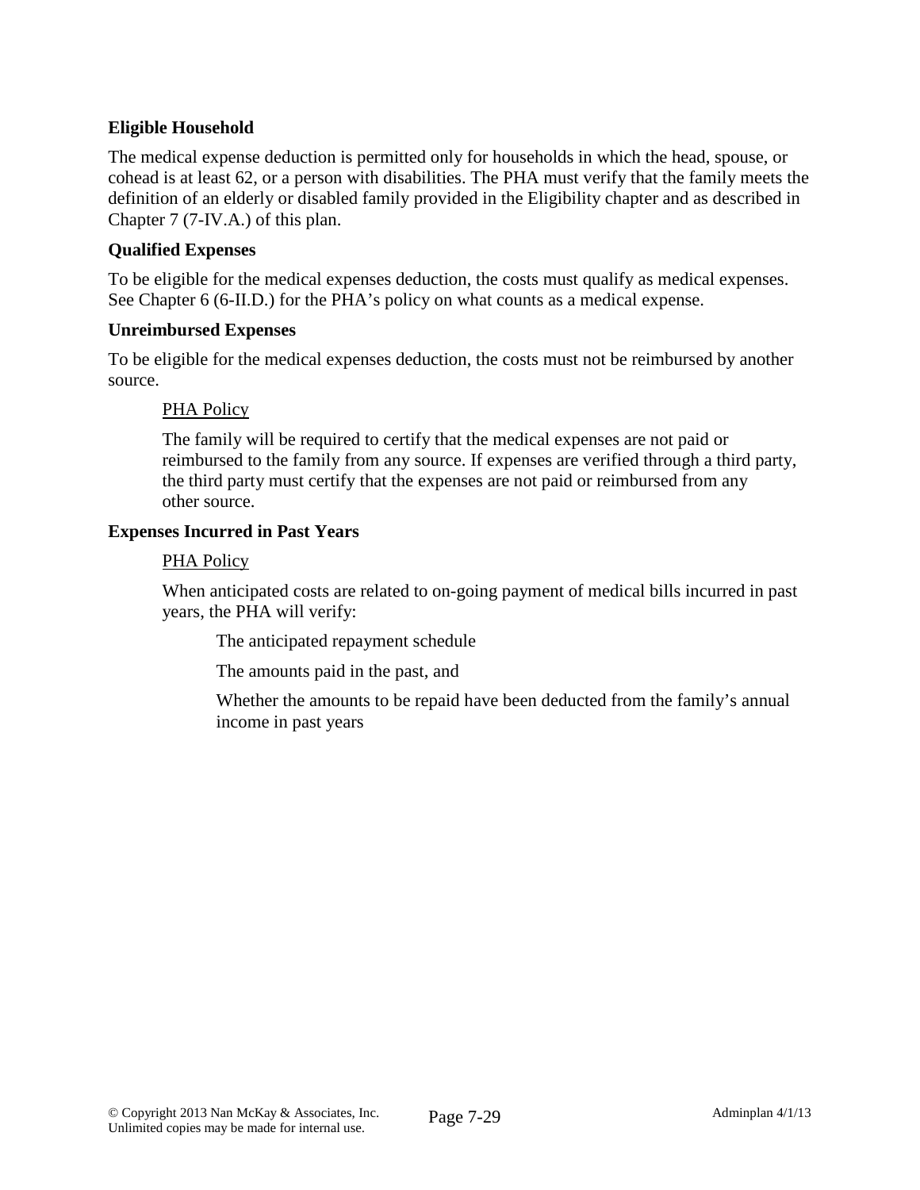**Eligible Household**

The medical expense deduction is permitted only for households in which the head, spouse, or cohead is at least 62, or a person with disabilities. The PHA must verify that the family meets the definition of an elderly or disabled family provided in the Eligibility chapter and as described in Chapter 7 (7-IV.A.) of this plan.

**Qualified Expenses**

To be eligible for the medical expenses deduction, the costs must qualify as medical expenses. See Chapter 6 (6-II.D.) for the PHA's policy on what counts as a medical expense.

**Unreimbursed Expenses**

To be eligible for the medical expenses deduction, the costs must not be reimbursed by another source.

> <u>PHA Policy</u>
>
> The family will be required to certify that the medical expenses are not paid or reimbursed to the family from any source. If expenses are verified through a third party, the third party must certify that the expenses are not paid or reimbursed from any other source.

**Expenses Incurred in Past Years**

> <u>PHA Policy</u>
>
> When anticipated costs are related to on-going payment of medical bills incurred in past years, the PHA will verify:
>
> > The anticipated repayment schedule
> >
> > The amounts paid in the past, and
> >
> > Whether the amounts to be repaid have been deducted from the family's annual income in past years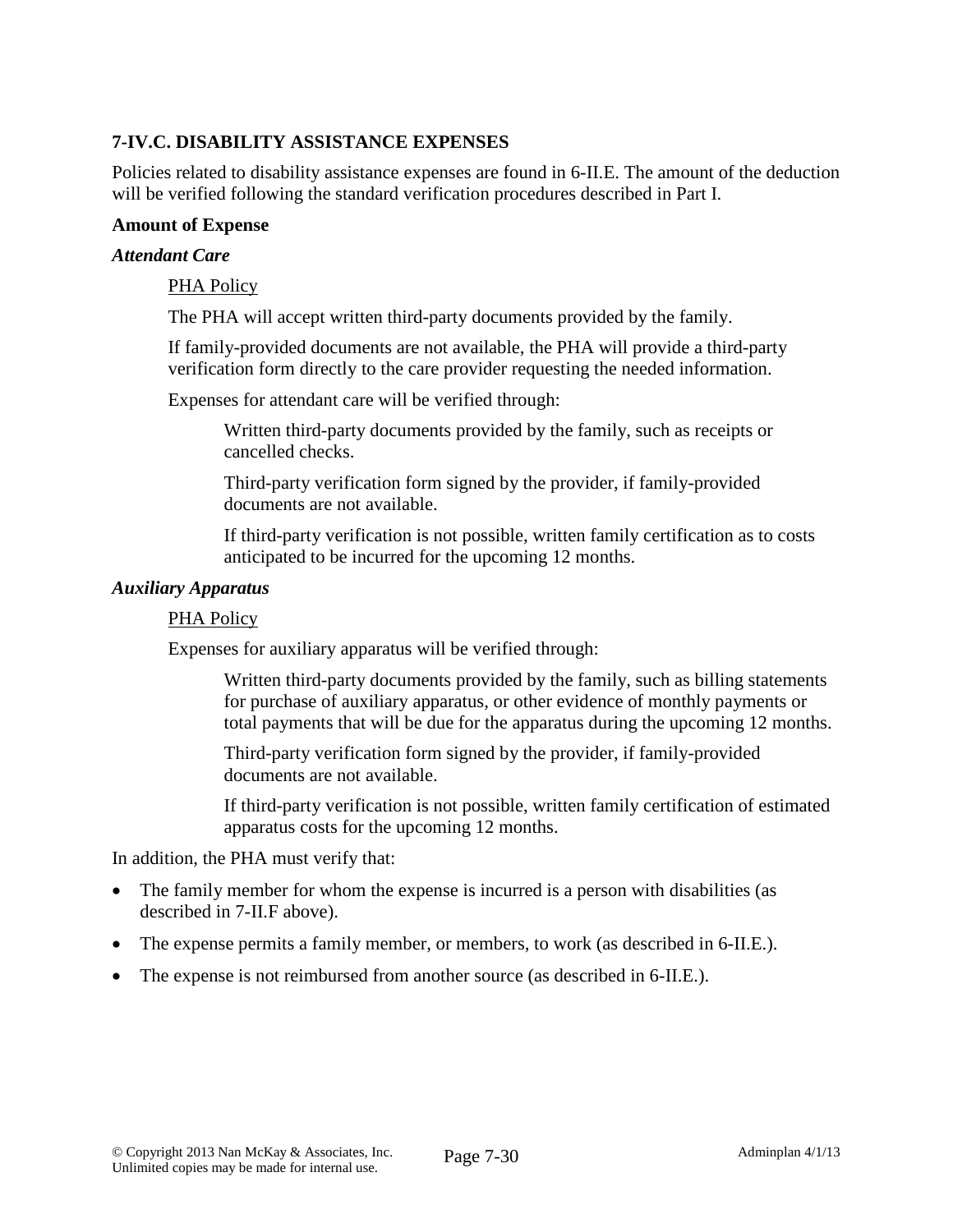## 7-IV.C. DISABILITY ASSISTANCE EXPENSES

Policies related to disability assistance expenses are found in 6-II.E. The amount of the deduction will be verified following the standard verification procedures described in Part I.

**Amount of Expense**

***Attendant Care***

PHA Policy

The PHA will accept written third-party documents provided by the family.

If family-provided documents are not available, the PHA will provide a third-party verification form directly to the care provider requesting the needed information.

Expenses for attendant care will be verified through:

Written third-party documents provided by the family, such as receipts or cancelled checks.

Third-party verification form signed by the provider, if family-provided documents are not available.

If third-party verification is not possible, written family certification as to costs anticipated to be incurred for the upcoming 12 months.

***Auxiliary Apparatus***

PHA Policy

Expenses for auxiliary apparatus will be verified through:

Written third-party documents provided by the family, such as billing statements for purchase of auxiliary apparatus, or other evidence of monthly payments or total payments that will be due for the apparatus during the upcoming 12 months.

Third-party verification form signed by the provider, if family-provided documents are not available.

If third-party verification is not possible, written family certification of estimated apparatus costs for the upcoming 12 months.

In addition, the PHA must verify that:

- The family member for whom the expense is incurred is a person with disabilities (as described in 7-II.F above).
- The expense permits a family member, or members, to work (as described in 6-II.E.).
- The expense is not reimbursed from another source (as described in 6-II.E.).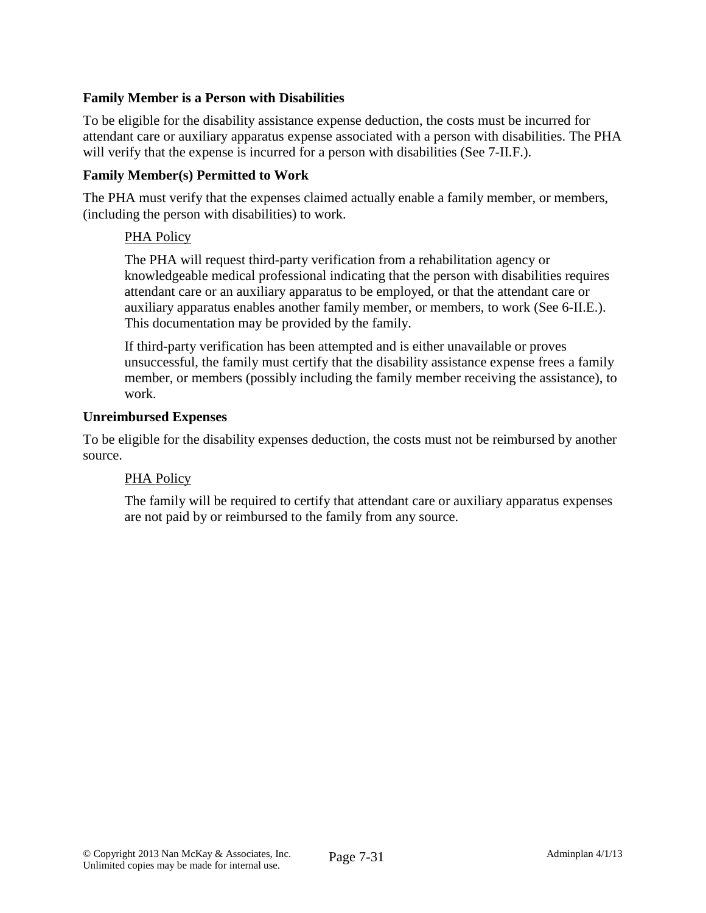**Family Member is a Person with Disabilities**

To be eligible for the disability assistance expense deduction, the costs must be incurred for attendant care or auxiliary apparatus expense associated with a person with disabilities. The PHA will verify that the expense is incurred for a person with disabilities (See 7-II.F.).

**Family Member(s) Permitted to Work**

The PHA must verify that the expenses claimed actually enable a family member, or members, (including the person with disabilities) to work.

> PHA Policy
>
> The PHA will request third-party verification from a rehabilitation agency or knowledgeable medical professional indicating that the person with disabilities requires attendant care or an auxiliary apparatus to be employed, or that the attendant care or auxiliary apparatus enables another family member, or members, to work (See 6-II.E.). This documentation may be provided by the family.
>
> If third-party verification has been attempted and is either unavailable or proves unsuccessful, the family must certify that the disability assistance expense frees a family member, or members (possibly including the family member receiving the assistance), to work.

**Unreimbursed Expenses**

To be eligible for the disability expenses deduction, the costs must not be reimbursed by another source.

> PHA Policy
>
> The family will be required to certify that attendant care or auxiliary apparatus expenses are not paid by or reimbursed to the family from any source.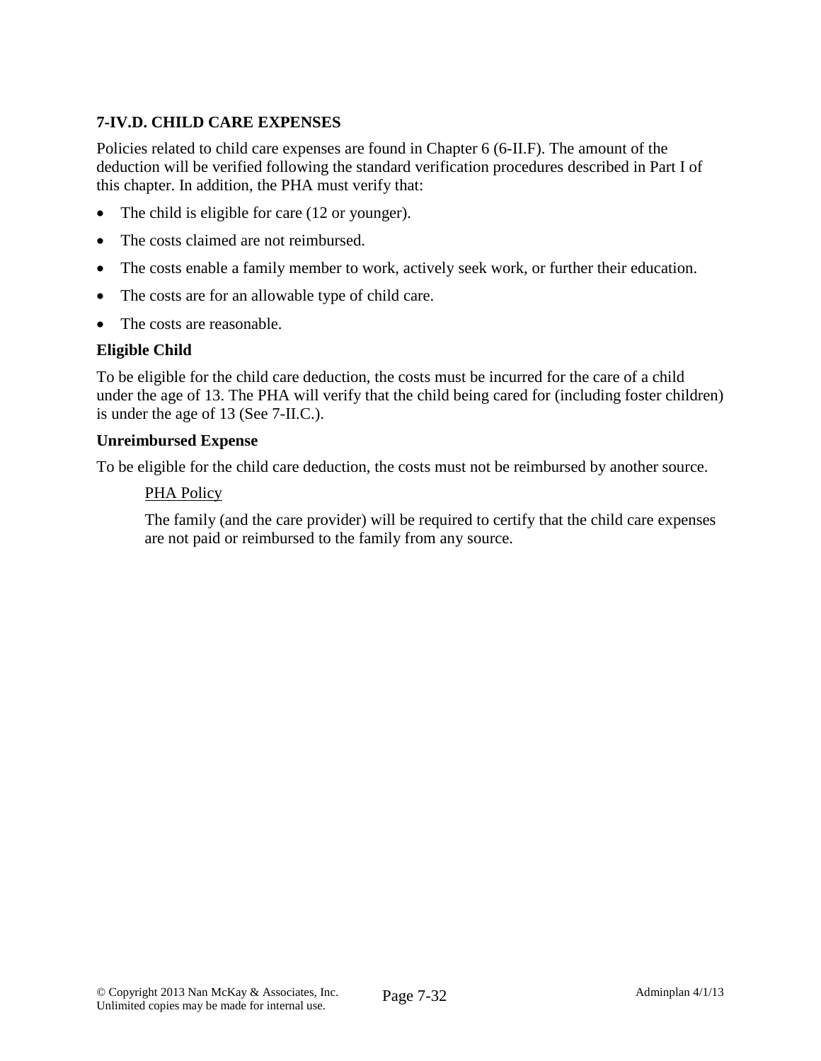### 7-IV.D. CHILD CARE EXPENSES

Policies related to child care expenses are found in Chapter 6 (6-II.F). The amount of the deduction will be verified following the standard verification procedures described in Part I of this chapter. In addition, the PHA must verify that:

- The child is eligible for care (12 or younger).
- The costs claimed are not reimbursed.
- The costs enable a family member to work, actively seek work, or further their education.
- The costs are for an allowable type of child care.
- The costs are reasonable.

**Eligible Child**

To be eligible for the child care deduction, the costs must be incurred for the care of a child under the age of 13. The PHA will verify that the child being cared for (including foster children) is under the age of 13 (See 7-II.C.).

**Unreimbursed Expense**

To be eligible for the child care deduction, the costs must not be reimbursed by another source.

> PHA Policy
>
> The family (and the care provider) will be required to certify that the child care expenses are not paid or reimbursed to the family from any source.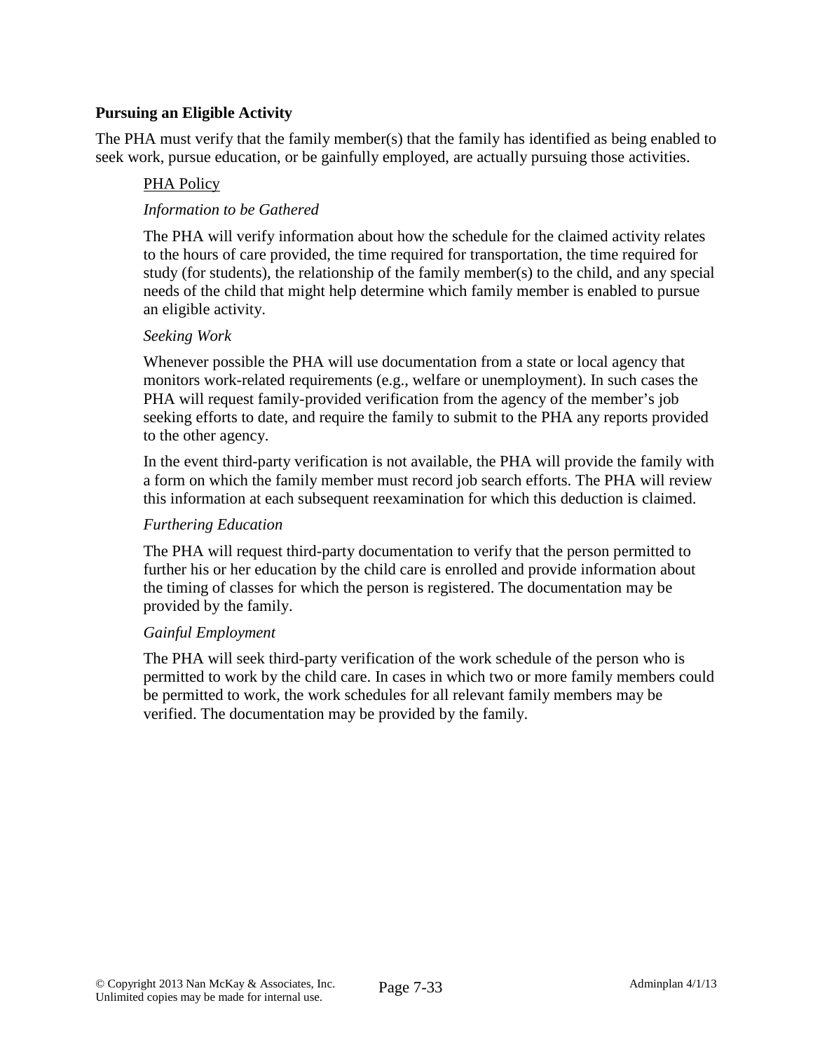**Pursuing an Eligible Activity**

The PHA must verify that the family member(s) that the family has identified as being enabled to seek work, pursue education, or be gainfully employed, are actually pursuing those activities.

<u>PHA Policy</u>

*Information to be Gathered*

The PHA will verify information about how the schedule for the claimed activity relates to the hours of care provided, the time required for transportation, the time required for study (for students), the relationship of the family member(s) to the child, and any special needs of the child that might help determine which family member is enabled to pursue an eligible activity.

*Seeking Work*

Whenever possible the PHA will use documentation from a state or local agency that monitors work-related requirements (e.g., welfare or unemployment). In such cases the PHA will request family-provided verification from the agency of the member's job seeking efforts to date, and require the family to submit to the PHA any reports provided to the other agency.

In the event third-party verification is not available, the PHA will provide the family with a form on which the family member must record job search efforts. The PHA will review this information at each subsequent reexamination for which this deduction is claimed.

*Furthering Education*

The PHA will request third-party documentation to verify that the person permitted to further his or her education by the child care is enrolled and provide information about the timing of classes for which the person is registered. The documentation may be provided by the family.

*Gainful Employment*

The PHA will seek third-party verification of the work schedule of the person who is permitted to work by the child care. In cases in which two or more family members could be permitted to work, the work schedules for all relevant family members may be verified. The documentation may be provided by the family.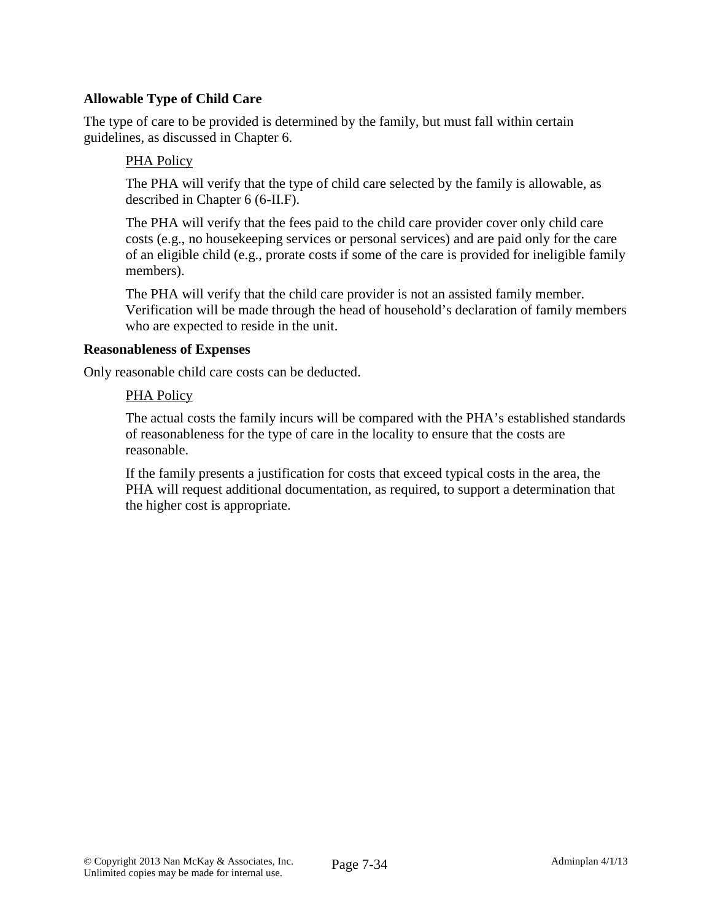### Allowable Type of Child Care

The type of care to be provided is determined by the family, but must fall within certain guidelines, as discussed in Chapter 6.

<u>PHA Policy</u>

The PHA will verify that the type of child care selected by the family is allowable, as described in Chapter 6 (6-II.F).

The PHA will verify that the fees paid to the child care provider cover only child care costs (e.g., no housekeeping services or personal services) and are paid only for the care of an eligible child (e.g., prorate costs if some of the care is provided for ineligible family members).

The PHA will verify that the child care provider is not an assisted family member. Verification will be made through the head of household's declaration of family members who are expected to reside in the unit.

### Reasonableness of Expenses

Only reasonable child care costs can be deducted.

<u>PHA Policy</u>

The actual costs the family incurs will be compared with the PHA's established standards of reasonableness for the type of care in the locality to ensure that the costs are reasonable.

If the family presents a justification for costs that exceed typical costs in the area, the PHA will request additional documentation, as required, to support a determination that the higher cost is appropriate.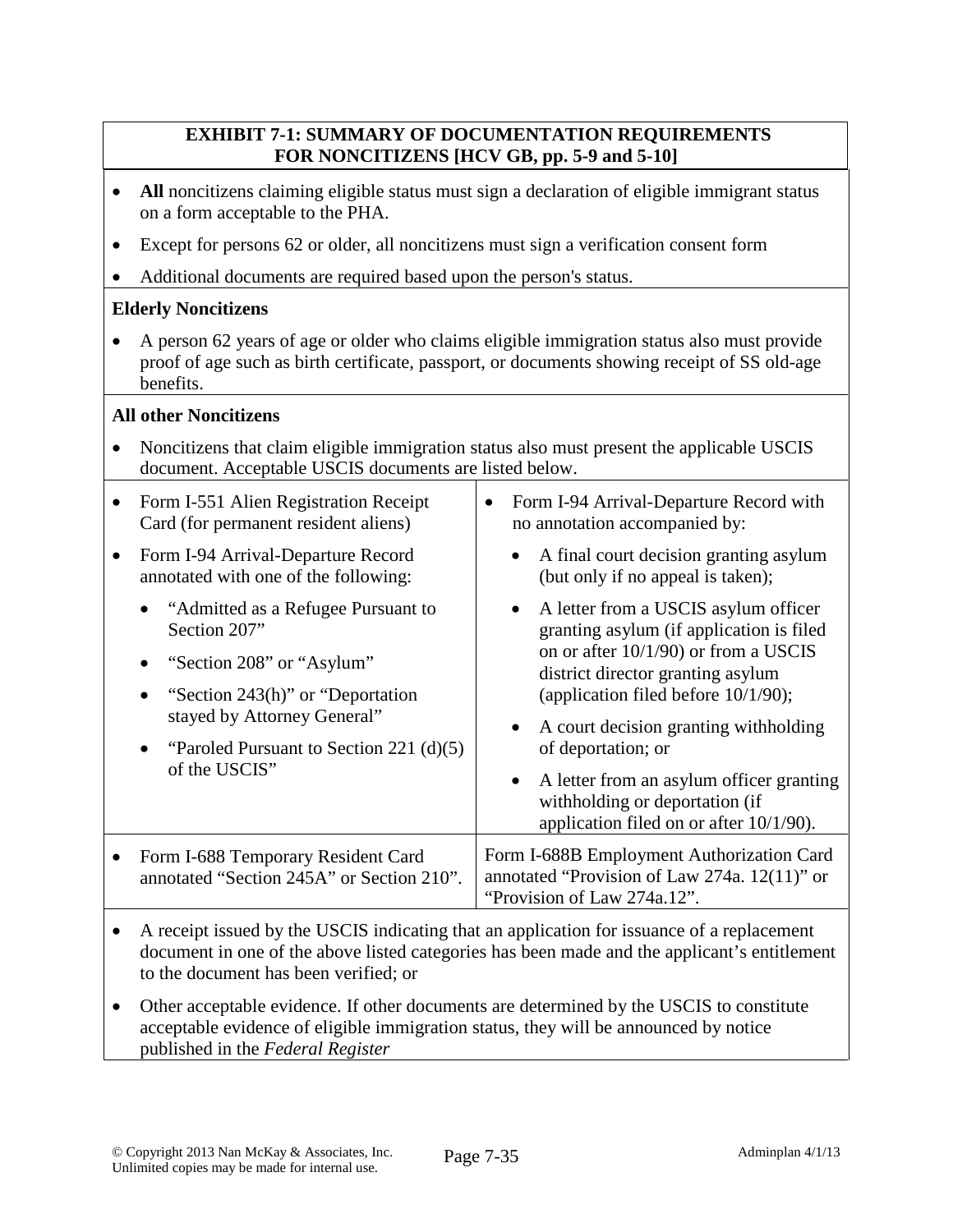## EXHIBIT 7-1: SUMMARY OF DOCUMENTATION REQUIREMENTS FOR NONCITIZENS [HCV GB, pp. 5-9 and 5-10]

- **All** noncitizens claiming eligible status must sign a declaration of eligible immigrant status on a form acceptable to the PHA.
- Except for persons 62 or older, all noncitizens must sign a verification consent form
- Additional documents are required based upon the person's status.

**Elderly Noncitizens**

- A person 62 years of age or older who claims eligible immigration status also must provide proof of age such as birth certificate, passport, or documents showing receipt of SS old-age benefits.

**All other Noncitizens**

- Noncitizens that claim eligible immigration status also must present the applicable USCIS document. Acceptable USCIS documents are listed below.

| | |
|---|---|
| • Form I-551 Alien Registration Receipt Card (for permanent resident aliens)<br>• Form I-94 Arrival-Departure Record annotated with one of the following:<br>  • "Admitted as a Refugee Pursuant to Section 207"<br>  • "Section 208" or "Asylum"<br>  • "Section 243(h)" or "Deportation stayed by Attorney General"<br>  • "Paroled Pursuant to Section 221 (d)(5) of the USCIS" | • Form I-94 Arrival-Departure Record with no annotation accompanied by:<br>  • A final court decision granting asylum (but only if no appeal is taken);<br>  • A letter from a USCIS asylum officer granting asylum (if application is filed on or after 10/1/90) or from a USCIS district director granting asylum (application filed before 10/1/90);<br>  • A court decision granting withholding of deportation; or<br>  • A letter from an asylum officer granting withholding or deportation (if application filed on or after 10/1/90). |
| • Form I-688 Temporary Resident Card annotated "Section 245A" or Section 210". | Form I-688B Employment Authorization Card annotated "Provision of Law 274a. 12(11)" or "Provision of Law 274a.12". |

- A receipt issued by the USCIS indicating that an application for issuance of a replacement document in one of the above listed categories has been made and the applicant's entitlement to the document has been verified; or
- Other acceptable evidence. If other documents are determined by the USCIS to constitute acceptable evidence of eligible immigration status, they will be announced by notice published in the *Federal Register*